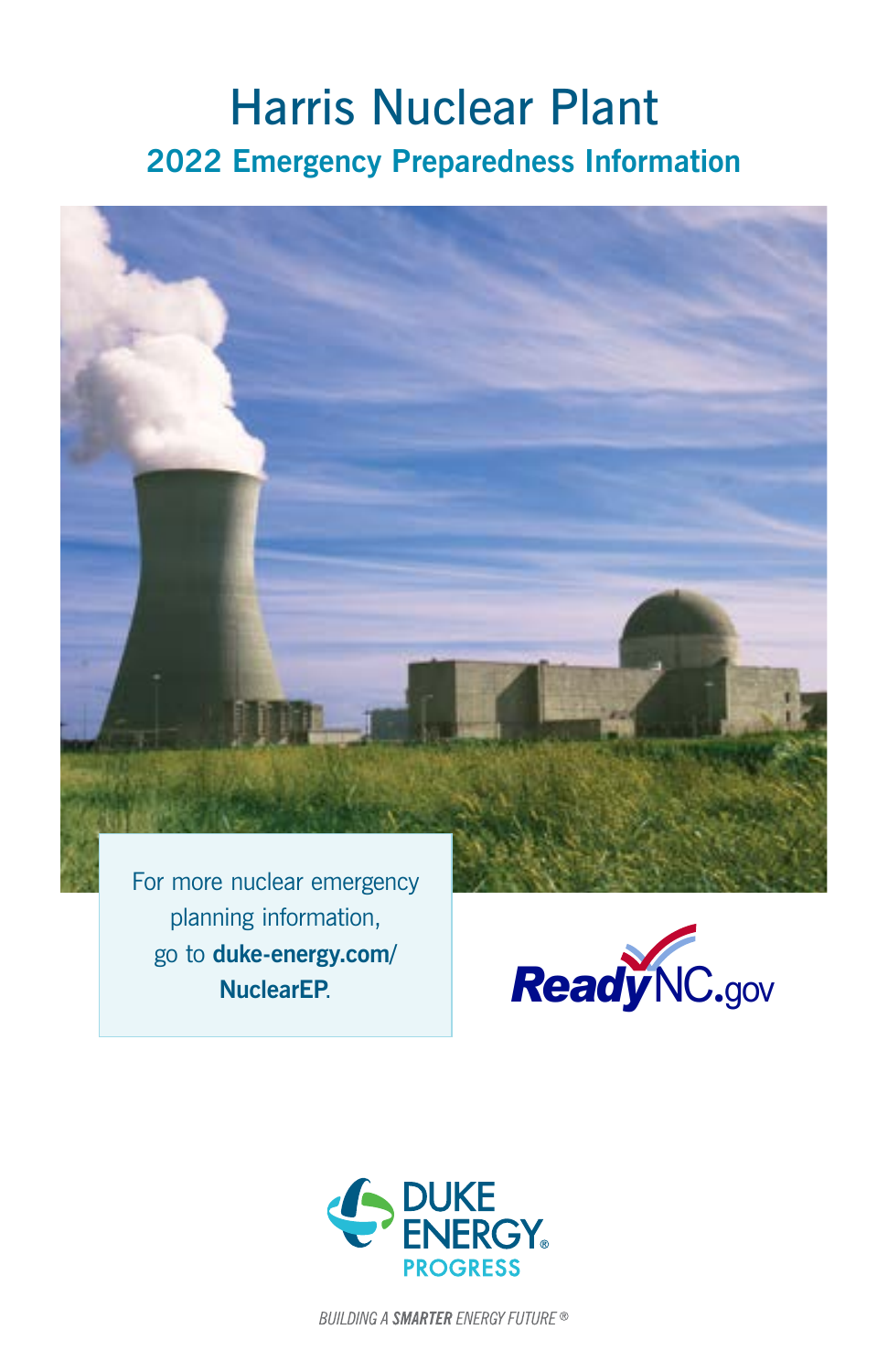# Harris Nuclear Plant

## 2022 Emergency Preparedness Information

For more nuclear emergency planning information, go to **duke-energy.com/NuclearEP**.

ReadyNC.gov

DUKE ENERGY PROGRESS

*BUILDING A **SMARTER** ENERGY FUTURE ®*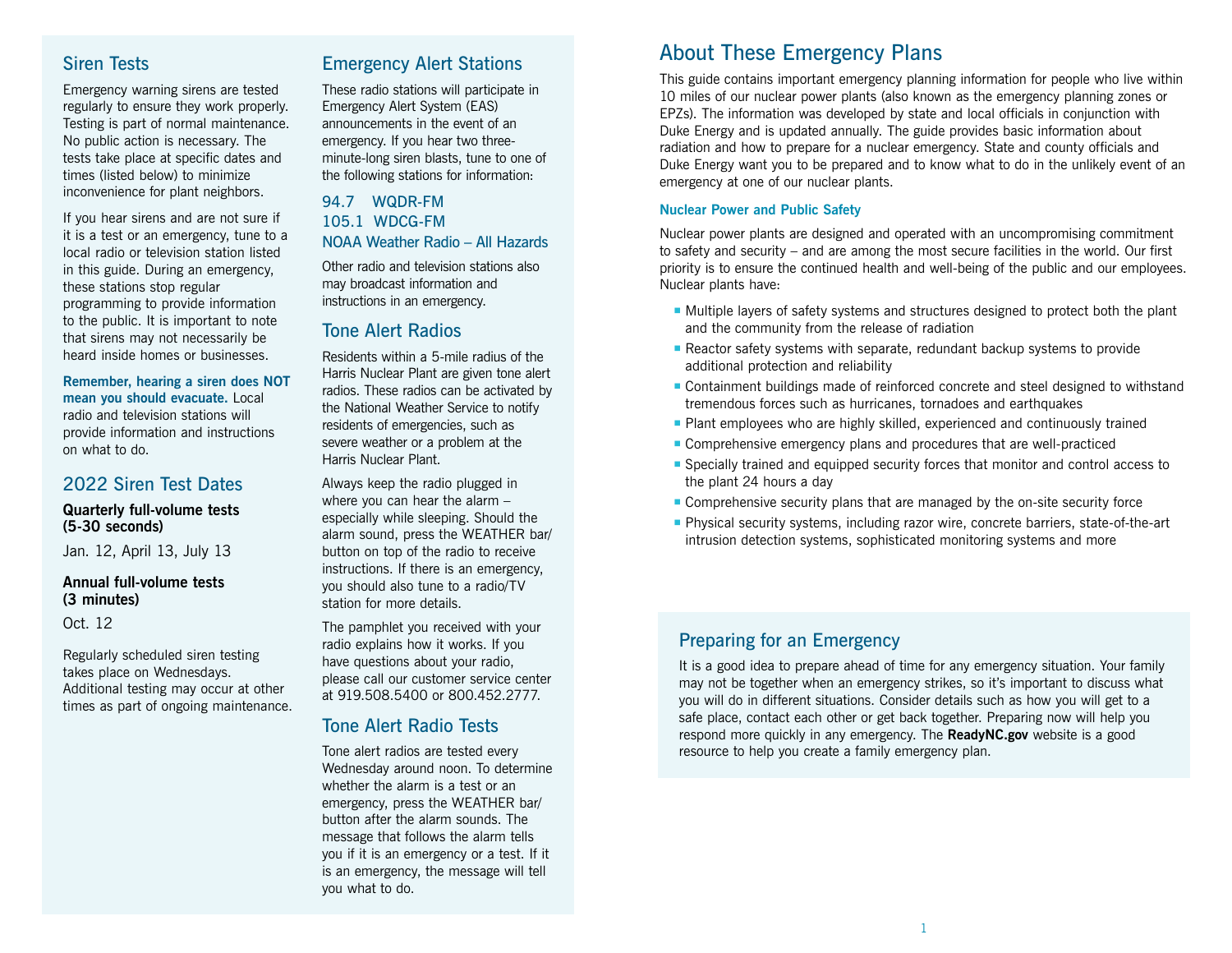## Siren Tests

Emergency warning sirens are tested regularly to ensure they work properly. Testing is part of normal maintenance. No public action is necessary. The tests take place at specific dates and times (listed below) to minimize inconvenience for plant neighbors.

If you hear sirens and are not sure if it is a test or an emergency, tune to a local radio or television station listed in this guide. During an emergency, these stations stop regular programming to provide information to the public. It is important to note that sirens may not necessarily be heard inside homes or businesses.

**Remember, hearing a siren does NOT mean you should evacuate.** Local radio and television stations will provide information and instructions on what to do.

## 2022 Siren Test Dates

**Quarterly full-volume tests (5-30 seconds)**

Jan. 12, April 13, July 13

**Annual full-volume tests (3 minutes)**

Oct. 12

Regularly scheduled siren testing takes place on Wednesdays. Additional testing may occur at other times as part of ongoing maintenance.

## Emergency Alert Stations

These radio stations will participate in Emergency Alert System (EAS) announcements in the event of an emergency. If you hear two three-minute-long siren blasts, tune to one of the following stations for information:

94.7 WQDR-FM
105.1 WDCG-FM
NOAA Weather Radio – All Hazards

Other radio and television stations also may broadcast information and instructions in an emergency.

## Tone Alert Radios

Residents within a 5-mile radius of the Harris Nuclear Plant are given tone alert radios. These radios can be activated by the National Weather Service to notify residents of emergencies, such as severe weather or a problem at the Harris Nuclear Plant.

Always keep the radio plugged in where you can hear the alarm – especially while sleeping. Should the alarm sound, press the WEATHER bar/button on top of the radio to receive instructions. If there is an emergency, you should also tune to a radio/TV station for more details.

The pamphlet you received with your radio explains how it works. If you have questions about your radio, please call our customer service center at 919.508.5400 or 800.452.2777.

## Tone Alert Radio Tests

Tone alert radios are tested every Wednesday around noon. To determine whether the alarm is a test or an emergency, press the WEATHER bar/button after the alarm sounds. The message that follows the alarm tells you if it is an emergency or a test. If it is an emergency, the message will tell you what to do.

# About These Emergency Plans

This guide contains important emergency planning information for people who live within 10 miles of our nuclear power plants (also known as the emergency planning zones or EPZs). The information was developed by state and local officials in conjunction with Duke Energy and is updated annually. The guide provides basic information about radiation and how to prepare for a nuclear emergency. State and county officials and Duke Energy want you to be prepared and to know what to do in the unlikely event of an emergency at one of our nuclear plants.

### Nuclear Power and Public Safety

Nuclear power plants are designed and operated with an uncompromising commitment to safety and security – and are among the most secure facilities in the world. Our first priority is to ensure the continued health and well-being of the public and our employees. Nuclear plants have:

- Multiple layers of safety systems and structures designed to protect both the plant and the community from the release of radiation
- Reactor safety systems with separate, redundant backup systems to provide additional protection and reliability
- Containment buildings made of reinforced concrete and steel designed to withstand tremendous forces such as hurricanes, tornadoes and earthquakes
- Plant employees who are highly skilled, experienced and continuously trained
- Comprehensive emergency plans and procedures that are well-practiced
- Specially trained and equipped security forces that monitor and control access to the plant 24 hours a day
- Comprehensive security plans that are managed by the on-site security force
- Physical security systems, including razor wire, concrete barriers, state-of-the-art intrusion detection systems, sophisticated monitoring systems and more

## Preparing for an Emergency

It is a good idea to prepare ahead of time for any emergency situation. Your family may not be together when an emergency strikes, so it's important to discuss what you will do in different situations. Consider details such as how you will get to a safe place, contact each other or get back together. Preparing now will help you respond more quickly in any emergency. The **ReadyNC.gov** website is a good resource to help you create a family emergency plan.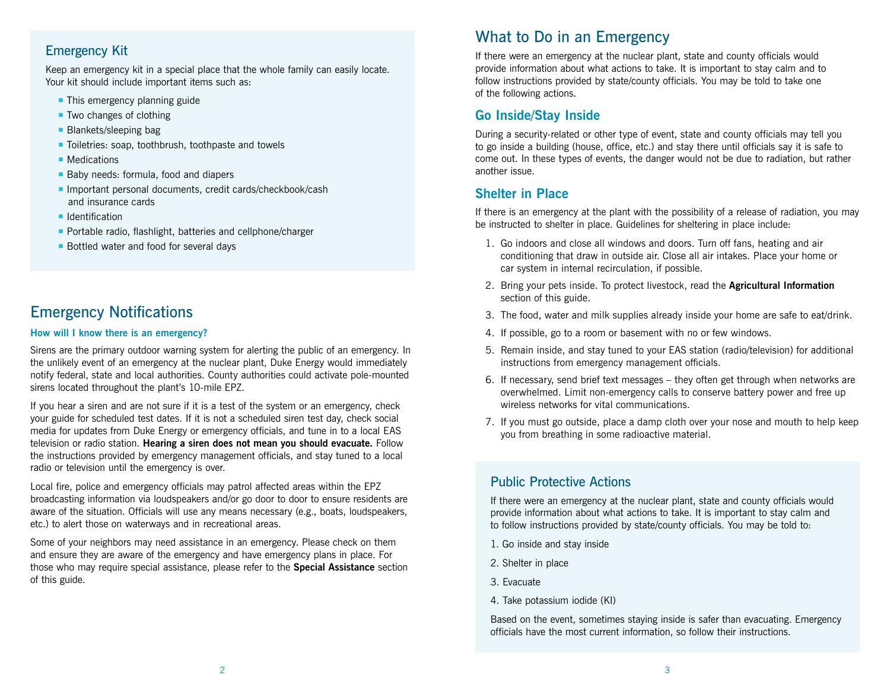## Emergency Kit

Keep an emergency kit in a special place that the whole family can easily locate. Your kit should include important items such as:

- This emergency planning guide
- Two changes of clothing
- Blankets/sleeping bag
- Toiletries: soap, toothbrush, toothpaste and towels
- Medications
- Baby needs: formula, food and diapers
- Important personal documents, credit cards/checkbook/cash and insurance cards
- Identification
- Portable radio, flashlight, batteries and cellphone/charger
- Bottled water and food for several days

## Emergency Notifications

### How will I know there is an emergency?

Sirens are the primary outdoor warning system for alerting the public of an emergency. In the unlikely event of an emergency at the nuclear plant, Duke Energy would immediately notify federal, state and local authorities. County authorities could activate pole-mounted sirens located throughout the plant's 10-mile EPZ.

If you hear a siren and are not sure if it is a test of the system or an emergency, check your guide for scheduled test dates. If it is not a scheduled siren test day, check social media for updates from Duke Energy or emergency officials, and tune in to a local EAS television or radio station. **Hearing a siren does not mean you should evacuate.** Follow the instructions provided by emergency management officials, and stay tuned to a local radio or television until the emergency is over.

Local fire, police and emergency officials may patrol affected areas within the EPZ broadcasting information via loudspeakers and/or go door to door to ensure residents are aware of the situation. Officials will use any means necessary (e.g., boats, loudspeakers, etc.) to alert those on waterways and in recreational areas.

Some of your neighbors may need assistance in an emergency. Please check on them and ensure they are aware of the emergency and have emergency plans in place. For those who may require special assistance, please refer to the **Special Assistance** section of this guide.

## What to Do in an Emergency

If there were an emergency at the nuclear plant, state and county officials would provide information about what actions to take. It is important to stay calm and to follow instructions provided by state/county officials. You may be told to take one of the following actions.

### Go Inside/Stay Inside

During a security-related or other type of event, state and county officials may tell you to go inside a building (house, office, etc.) and stay there until officials say it is safe to come out. In these types of events, the danger would not be due to radiation, but rather another issue.

### Shelter in Place

If there is an emergency at the plant with the possibility of a release of radiation, you may be instructed to shelter in place. Guidelines for sheltering in place include:

1. Go indoors and close all windows and doors. Turn off fans, heating and air conditioning that draw in outside air. Close all air intakes. Place your home or car system in internal recirculation, if possible.
2. Bring your pets inside. To protect livestock, read the **Agricultural Information** section of this guide.
3. The food, water and milk supplies already inside your home are safe to eat/drink.
4. If possible, go to a room or basement with no or few windows.
5. Remain inside, and stay tuned to your EAS station (radio/television) for additional instructions from emergency management officials.
6. If necessary, send brief text messages – they often get through when networks are overwhelmed. Limit non-emergency calls to conserve battery power and free up wireless networks for vital communications.
7. If you must go outside, place a damp cloth over your nose and mouth to help keep you from breathing in some radioactive material.

## Public Protective Actions

If there were an emergency at the nuclear plant, state and county officials would provide information about what actions to take. It is important to stay calm and to follow instructions provided by state/county officials. You may be told to:

1. Go inside and stay inside
2. Shelter in place
3. Evacuate
4. Take potassium iodide (KI)

Based on the event, sometimes staying inside is safer than evacuating. Emergency officials have the most current information, so follow their instructions.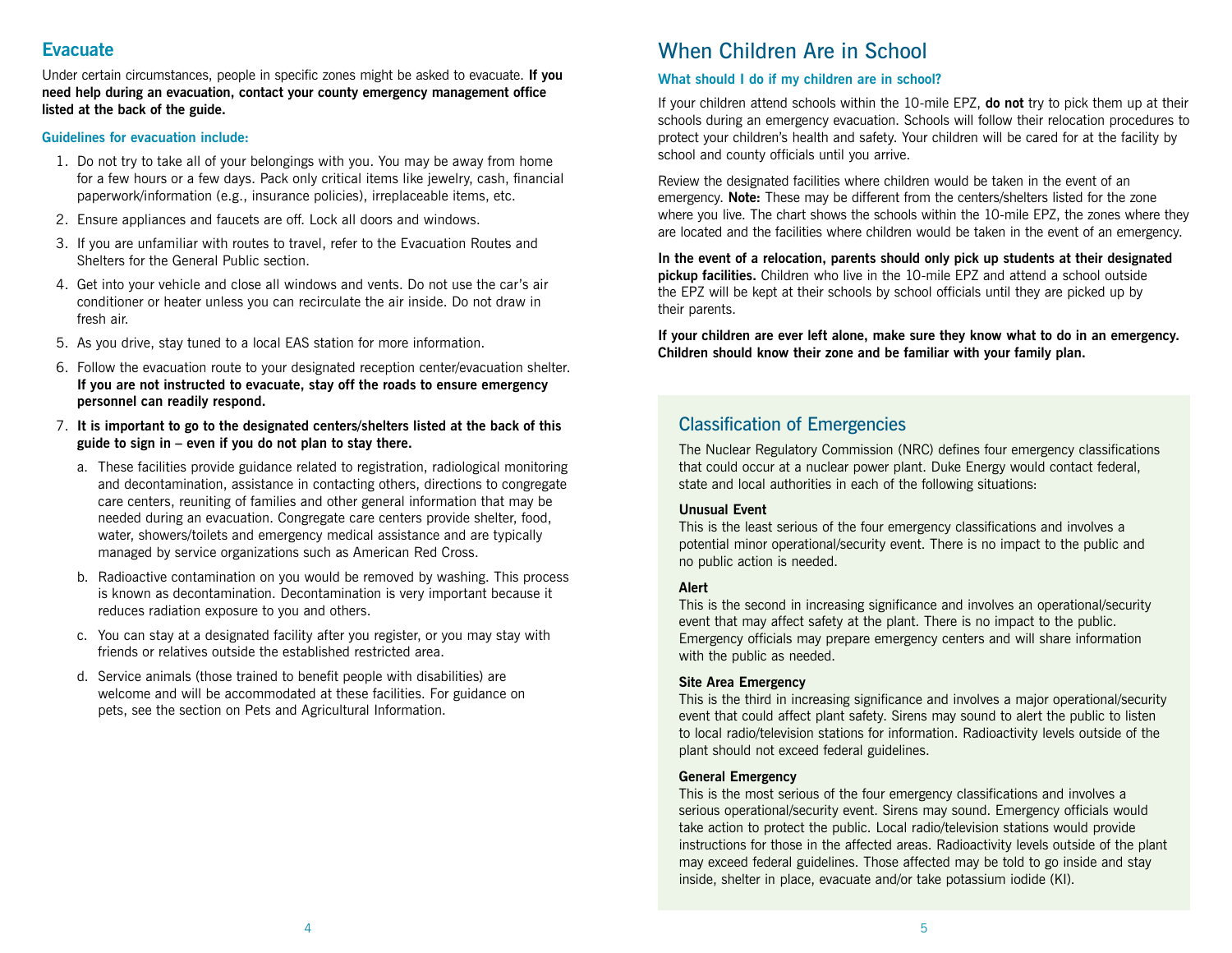## Evacuate

Under certain circumstances, people in specific zones might be asked to evacuate. **If you need help during an evacuation, contact your county emergency management office listed at the back of the guide.**

### Guidelines for evacuation include:

1. Do not try to take all of your belongings with you. You may be away from home for a few hours or a few days. Pack only critical items like jewelry, cash, financial paperwork/information (e.g., insurance policies), irreplaceable items, etc.
2. Ensure appliances and faucets are off. Lock all doors and windows.
3. If you are unfamiliar with routes to travel, refer to the Evacuation Routes and Shelters for the General Public section.
4. Get into your vehicle and close all windows and vents. Do not use the car's air conditioner or heater unless you can recirculate the air inside. Do not draw in fresh air.
5. As you drive, stay tuned to a local EAS station for more information.
6. Follow the evacuation route to your designated reception center/evacuation shelter. **If you are not instructed to evacuate, stay off the roads to ensure emergency personnel can readily respond.**
7. **It is important to go to the designated centers/shelters listed at the back of this guide to sign in – even if you do not plan to stay there.**
   a. These facilities provide guidance related to registration, radiological monitoring and decontamination, assistance in contacting others, directions to congregate care centers, reuniting of families and other general information that may be needed during an evacuation. Congregate care centers provide shelter, food, water, showers/toilets and emergency medical assistance and are typically managed by service organizations such as American Red Cross.
   b. Radioactive contamination on you would be removed by washing. This process is known as decontamination. Decontamination is very important because it reduces radiation exposure to you and others.
   c. You can stay at a designated facility after you register, or you may stay with friends or relatives outside the established restricted area.
   d. Service animals (those trained to benefit people with disabilities) are welcome and will be accommodated at these facilities. For guidance on pets, see the section on Pets and Agricultural Information.

## When Children Are in School

### What should I do if my children are in school?

If your children attend schools within the 10-mile EPZ, **do not** try to pick them up at their schools during an emergency evacuation. Schools will follow their relocation procedures to protect your children's health and safety. Your children will be cared for at the facility by school and county officials until you arrive.

Review the designated facilities where children would be taken in the event of an emergency. **Note:** These may be different from the centers/shelters listed for the zone where you live. The chart shows the schools within the 10-mile EPZ, the zones where they are located and the facilities where children would be taken in the event of an emergency.

**In the event of a relocation, parents should only pick up students at their designated pickup facilities.** Children who live in the 10-mile EPZ and attend a school outside the EPZ will be kept at their schools by school officials until they are picked up by their parents.

**If your children are ever left alone, make sure they know what to do in an emergency. Children should know their zone and be familiar with your family plan.**

## Classification of Emergencies

The Nuclear Regulatory Commission (NRC) defines four emergency classifications that could occur at a nuclear power plant. Duke Energy would contact federal, state and local authorities in each of the following situations:

**Unusual Event**
This is the least serious of the four emergency classifications and involves a potential minor operational/security event. There is no impact to the public and no public action is needed.

**Alert**
This is the second in increasing significance and involves an operational/security event that may affect safety at the plant. There is no impact to the public. Emergency officials may prepare emergency centers and will share information with the public as needed.

**Site Area Emergency**
This is the third in increasing significance and involves a major operational/security event that could affect plant safety. Sirens may sound to alert the public to listen to local radio/television stations for information. Radioactivity levels outside of the plant should not exceed federal guidelines.

**General Emergency**
This is the most serious of the four emergency classifications and involves a serious operational/security event. Sirens may sound. Emergency officials would take action to protect the public. Local radio/television stations would provide instructions for those in the affected areas. Radioactivity levels outside of the plant may exceed federal guidelines. Those affected may be told to go inside and stay inside, shelter in place, evacuate and/or take potassium iodide (KI).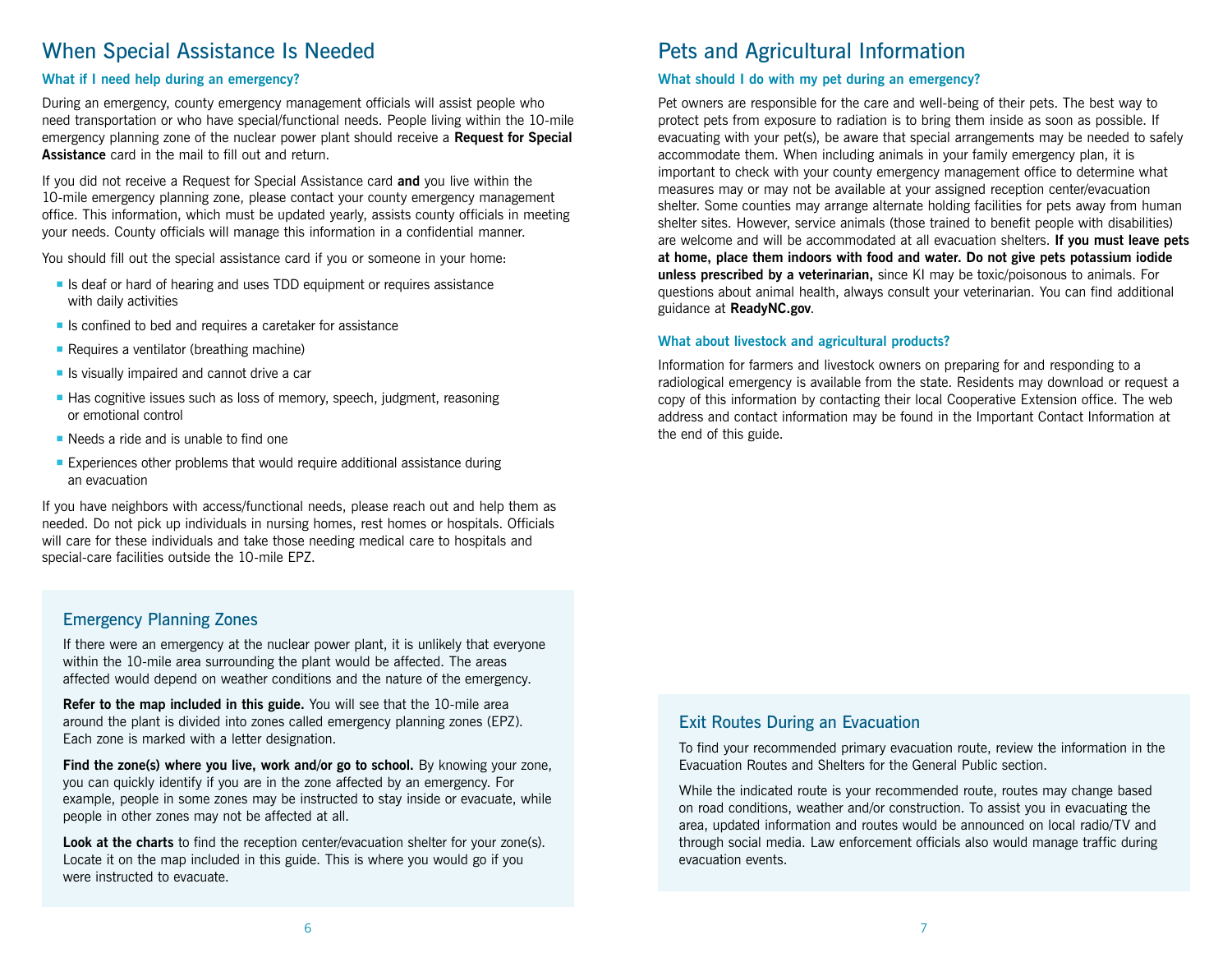## When Special Assistance Is Needed

### What if I need help during an emergency?

During an emergency, county emergency management officials will assist people who need transportation or who have special/functional needs. People living within the 10-mile emergency planning zone of the nuclear power plant should receive a **Request for Special Assistance** card in the mail to fill out and return.

If you did not receive a Request for Special Assistance card **and** you live within the 10-mile emergency planning zone, please contact your county emergency management office. This information, which must be updated yearly, assists county officials in meeting your needs. County officials will manage this information in a confidential manner.

You should fill out the special assistance card if you or someone in your home:

- Is deaf or hard of hearing and uses TDD equipment or requires assistance with daily activities
- Is confined to bed and requires a caretaker for assistance
- Requires a ventilator (breathing machine)
- Is visually impaired and cannot drive a car
- Has cognitive issues such as loss of memory, speech, judgment, reasoning or emotional control
- Needs a ride and is unable to find one
- Experiences other problems that would require additional assistance during an evacuation

If you have neighbors with access/functional needs, please reach out and help them as needed. Do not pick up individuals in nursing homes, rest homes or hospitals. Officials will care for these individuals and take those needing medical care to hospitals and special-care facilities outside the 10-mile EPZ.

### Emergency Planning Zones

If there were an emergency at the nuclear power plant, it is unlikely that everyone within the 10-mile area surrounding the plant would be affected. The areas affected would depend on weather conditions and the nature of the emergency.

**Refer to the map included in this guide.** You will see that the 10-mile area around the plant is divided into zones called emergency planning zones (EPZ). Each zone is marked with a letter designation.

**Find the zone(s) where you live, work and/or go to school.** By knowing your zone, you can quickly identify if you are in the zone affected by an emergency. For example, people in some zones may be instructed to stay inside or evacuate, while people in other zones may not be affected at all.

**Look at the charts** to find the reception center/evacuation shelter for your zone(s). Locate it on the map included in this guide. This is where you would go if you were instructed to evacuate.

## Pets and Agricultural Information

### What should I do with my pet during an emergency?

Pet owners are responsible for the care and well-being of their pets. The best way to protect pets from exposure to radiation is to bring them inside as soon as possible. If evacuating with your pet(s), be aware that special arrangements may be needed to safely accommodate them. When including animals in your family emergency plan, it is important to check with your county emergency management office to determine what measures may or may not be available at your assigned reception center/evacuation shelter. Some counties may arrange alternate holding facilities for pets away from human shelter sites. However, service animals (those trained to benefit people with disabilities) are welcome and will be accommodated at all evacuation shelters. **If you must leave pets at home, place them indoors with food and water. Do not give pets potassium iodide unless prescribed by a veterinarian,** since KI may be toxic/poisonous to animals. For questions about animal health, always consult your veterinarian. You can find additional guidance at **ReadyNC.gov**.

### What about livestock and agricultural products?

Information for farmers and livestock owners on preparing for and responding to a radiological emergency is available from the state. Residents may download or request a copy of this information by contacting their local Cooperative Extension office. The web address and contact information may be found in the Important Contact Information at the end of this guide.

### Exit Routes During an Evacuation

To find your recommended primary evacuation route, review the information in the Evacuation Routes and Shelters for the General Public section.

While the indicated route is your recommended route, routes may change based on road conditions, weather and/or construction. To assist you in evacuating the area, updated information and routes would be announced on local radio/TV and through social media. Law enforcement officials also would manage traffic during evacuation events.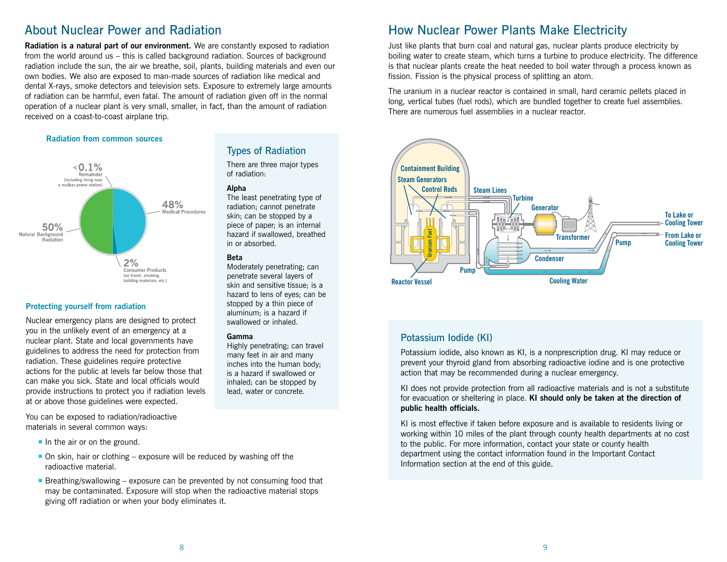## About Nuclear Power and Radiation

**Radiation is a natural part of our environment.** We are constantly exposed to radiation from the world around us – this is called background radiation. Sources of background radiation include the sun, the air we breathe, soil, plants, building materials and even our own bodies. We also are exposed to man-made sources of radiation like medical and dental X-rays, smoke detectors and television sets. Exposure to extremely large amounts of radiation can be harmful, even fatal. The amount of radiation given off in the normal operation of a nuclear plant is very small, smaller, in fact, than the amount of radiation received on a coast-to-coast airplane trip.

### Radiation from common sources

- 50% Natural Background Radiation
- 48% Medical Procedures
- 2% Consumer Products (air travel, smoking, building materials, etc.)
- <0.1% Remainder (including living near a nuclear power station)

### Types of Radiation

There are three major types of radiation:

**Alpha**
The least penetrating type of radiation; cannot penetrate skin; can be stopped by a piece of paper; is an internal hazard if swallowed, breathed in or absorbed.

**Beta**
Moderately penetrating; can penetrate several layers of skin and sensitive tissue; is a hazard to lens of eyes; can be stopped by a thin piece of aluminum; is a hazard if swallowed or inhaled.

**Gamma**
Highly penetrating; can travel many feet in air and many inches into the human body; is a hazard if swallowed or inhaled; can be stopped by lead, water or concrete.

### Protecting yourself from radiation

Nuclear emergency plans are designed to protect you in the unlikely event of an emergency at a nuclear plant. State and local governments have guidelines to address the need for protection from radiation. These guidelines require protective actions for the public at levels far below those that can make you sick. State and local officials would provide instructions to protect you if radiation levels at or above those guidelines were expected.

You can be exposed to radiation/radioactive materials in several common ways:

- In the air or on the ground.
- On skin, hair or clothing – exposure will be reduced by washing off the radioactive material.
- Breathing/swallowing – exposure can be prevented by not consuming food that may be contaminated. Exposure will stop when the radioactive material stops giving off radiation or when your body eliminates it.

## How Nuclear Power Plants Make Electricity

Just like plants that burn coal and natural gas, nuclear plants produce electricity by boiling water to create steam, which turns a turbine to produce electricity. The difference is that nuclear plants create the heat needed to boil water through a process known as fission. Fission is the physical process of splitting an atom.

The uranium in a nuclear reactor is contained in small, hard ceramic pellets placed in long, vertical tubes (fuel rods), which are bundled together to create fuel assemblies. There are numerous fuel assemblies in a nuclear reactor.

Containment Building, Steam Generators, Control Rods, Uranium Fuel, Reactor Vessel, Pump, Steam Lines, Turbine, Generator, Transformer, Condenser, Cooling Water, Pump, To Lake or Cooling Tower, From Lake or Cooling Tower

### Potassium Iodide (KI)

Potassium iodide, also known as KI, is a nonprescription drug. KI may reduce or prevent your thyroid gland from absorbing radioactive iodine and is one protective action that may be recommended during a nuclear emergency.

KI does not provide protection from all radioactive materials and is not a substitute for evacuation or sheltering in place. **KI should only be taken at the direction of public health officials.**

KI is most effective if taken before exposure and is available to residents living or working within 10 miles of the plant through county health departments at no cost to the public. For more information, contact your state or county health department using the contact information found in the Important Contact Information section at the end of this guide.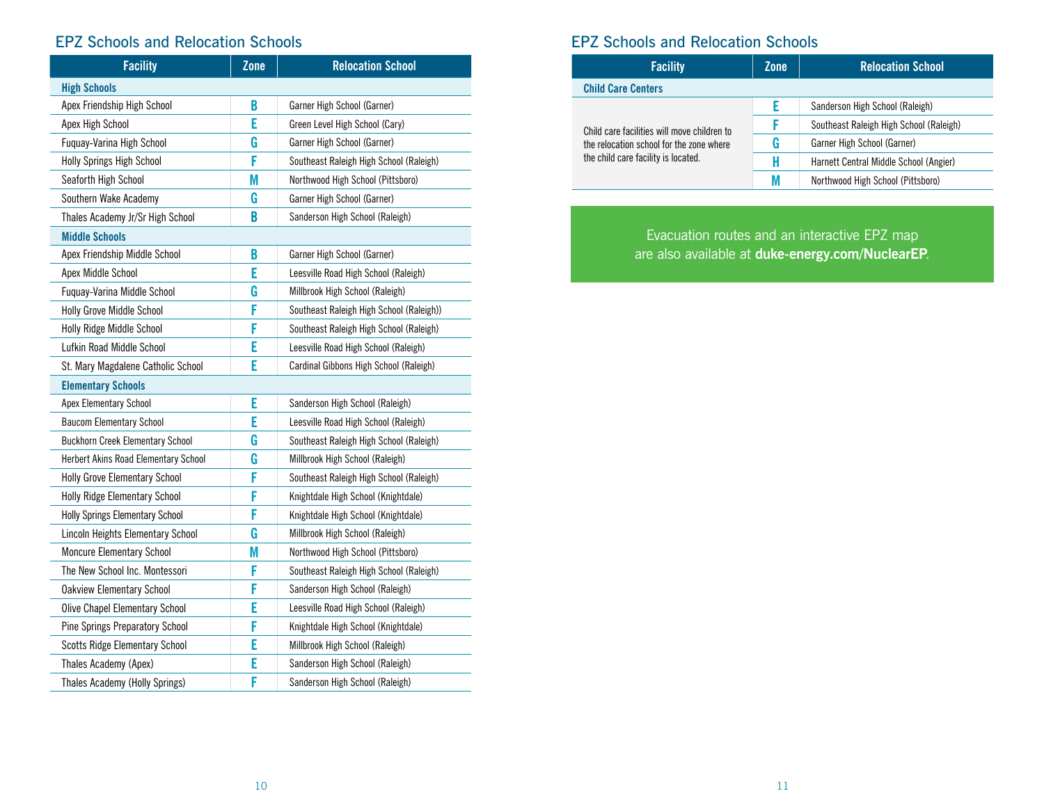## EPZ Schools and Relocation Schools

| Facility | Zone | Relocation School |
|---|---|---|
| **High Schools** | | |
| Apex Friendship High School | B | Garner High School (Garner) |
| Apex High School | E | Green Level High School (Cary) |
| Fuquay-Varina High School | G | Garner High School (Garner) |
| Holly Springs High School | F | Southeast Raleigh High School (Raleigh) |
| Seaforth High School | M | Northwood High School (Pittsboro) |
| Southern Wake Academy | G | Garner High School (Garner) |
| Thales Academy Jr/Sr High School | B | Sanderson High School (Raleigh) |
| **Middle Schools** | | |
| Apex Friendship Middle School | B | Garner High School (Garner) |
| Apex Middle School | E | Leesville Road High School (Raleigh) |
| Fuquay-Varina Middle School | G | Millbrook High School (Raleigh) |
| Holly Grove Middle School | F | Southeast Raleigh High School (Raleigh)) |
| Holly Ridge Middle School | F | Southeast Raleigh High School (Raleigh) |
| Lufkin Road Middle School | E | Leesville Road High School (Raleigh) |
| St. Mary Magdalene Catholic School | E | Cardinal Gibbons High School (Raleigh) |
| **Elementary Schools** | | |
| Apex Elementary School | E | Sanderson High School (Raleigh) |
| Baucom Elementary School | E | Leesville Road High School (Raleigh) |
| Buckhorn Creek Elementary School | G | Southeast Raleigh High School (Raleigh) |
| Herbert Akins Road Elementary School | G | Millbrook High School (Raleigh) |
| Holly Grove Elementary School | F | Southeast Raleigh High School (Raleigh) |
| Holly Ridge Elementary School | F | Knightdale High School (Knightdale) |
| Holly Springs Elementary School | F | Knightdale High School (Knightdale) |
| Lincoln Heights Elementary School | G | Millbrook High School (Raleigh) |
| Moncure Elementary School | M | Northwood High School (Pittsboro) |
| The New School Inc. Montessori | F | Southeast Raleigh High School (Raleigh) |
| Oakview Elementary School | F | Sanderson High School (Raleigh) |
| Olive Chapel Elementary School | E | Leesville Road High School (Raleigh) |
| Pine Springs Preparatory School | F | Knightdale High School (Knightdale) |
| Scotts Ridge Elementary School | E | Millbrook High School (Raleigh) |
| Thales Academy (Apex) | E | Sanderson High School (Raleigh) |
| Thales Academy (Holly Springs) | F | Sanderson High School (Raleigh) |

## EPZ Schools and Relocation Schools

| Facility | Zone | Relocation School |
|---|---|---|
| **Child Care Centers** | | |
| Child care facilities will move children to the relocation school for the zone where the child care facility is located. | E | Sanderson High School (Raleigh) |
| | F | Southeast Raleigh High School (Raleigh) |
| | G | Garner High School (Garner) |
| | H | Harnett Central Middle School (Angier) |
| | M | Northwood High School (Pittsboro) |

Evacuation routes and an interactive EPZ map are also available at **duke-energy.com/NuclearEP**.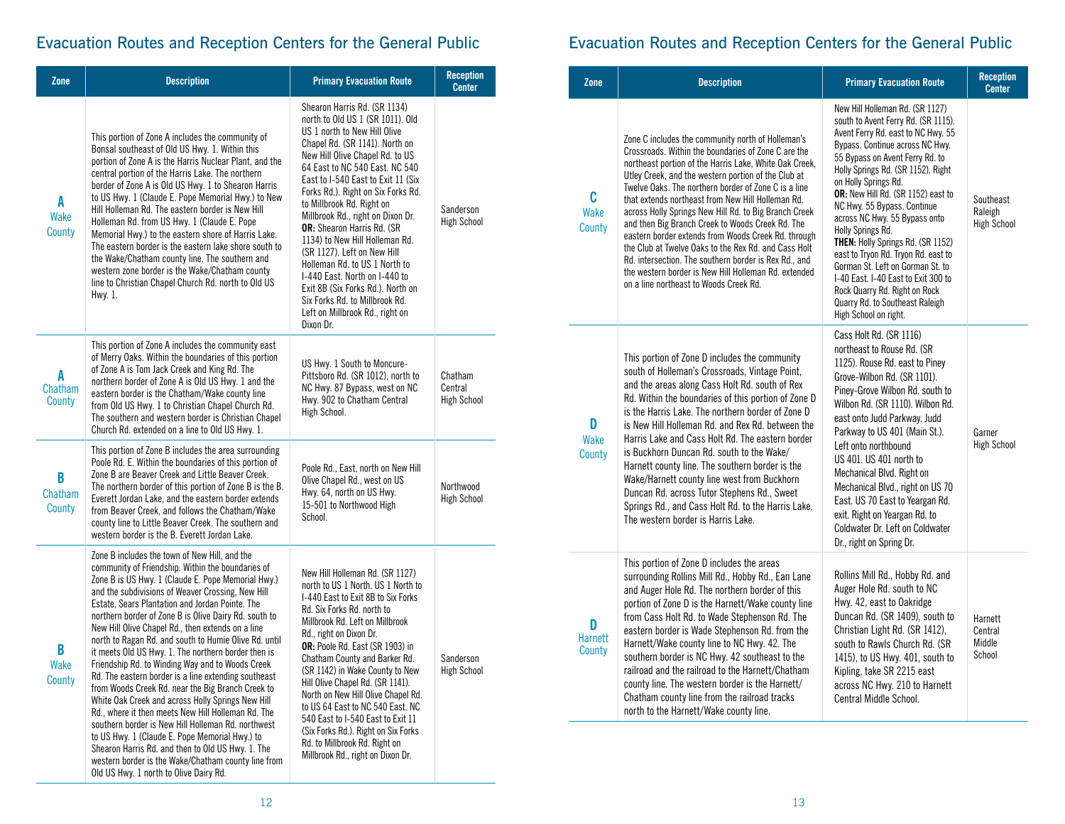## Evacuation Routes and Reception Centers for the General Public

| Zone | Description | Primary Evacuation Route | Reception Center |
|---|---|---|---|
| **A** Wake County | This portion of Zone A includes the community of Bonsal southeast of Old US Hwy. 1. Within this portion of Zone A is the Harris Nuclear Plant, and the central portion of the Harris Lake. The northern border of Zone A is Old US Hwy. 1 to Shearon Harris to US Hwy. 1 (Claude E. Pope Memorial Hwy.) to New Hill Holleman Rd. The eastern border is New Hill Holleman Rd. from US Hwy. 1 (Claude E. Pope Memorial Hwy.) to the eastern shore of Harris Lake. The eastern border is the eastern lake shore south to the Wake/Chatham county line. The southern and western zone border is the Wake/Chatham county line to Christian Chapel Church Rd. north to Old US Hwy. 1. | Shearon Harris Rd. (SR 1134) north to Old US 1 (SR 1011). Old US 1 north to New Hill Olive Chapel Rd. (SR 1141). North on New Hill Olive Chapel Rd. to US 64 East to NC 540 East. NC 540 East to I-540 East to Exit 11 (Six Forks Rd.). Right on Six Forks Rd. to Millbrook Rd. Right on Millbrook Rd., right on Dixon Dr. **OR:** Shearon Harris Rd. (SR 1134) to New Hill Holleman Rd. (SR 1127). Left on New Hill Holleman Rd. to US 1 North to I-440 East. North on I-440 to Exit 8B (Six Forks Rd.). North on Six Forks Rd. to Millbrook Rd. Left on Millbrook Rd., right on Dixon Dr. | Sanderson High School |
| **A** Chatham County | This portion of Zone A includes the community east of Merry Oaks. Within the boundaries of this portion of Zone A is Tom Jack Creek and King Rd. The northern border of Zone A is Old US Hwy. 1 and the eastern border is the Chatham/Wake county line from Old US Hwy. 1 to Christian Chapel Church Rd. The southern and western border is Christian Chapel Church Rd. extended on a line to Old US Hwy. 1. | US Hwy. 1 South to Moncure-Pittsboro Rd. (SR 1012), north to NC Hwy. 87 Bypass, west on NC Hwy. 902 to Chatham Central High School. | Chatham Central High School |
| **B** Chatham County | This portion of Zone B includes the area surrounding Poole Rd. E. Within the boundaries of this portion of Zone B are Beaver Creek and Little Beaver Creek. The northern border of this portion of Zone B is the B. Everett Jordan Lake, and the eastern border extends from Beaver Creek, and follows the Chatham/Wake county line to Little Beaver Creek. The southern and western border is the B. Everett Jordan Lake. | Poole Rd., East, north on New Hill Olive Chapel Rd., west on US Hwy. 64, north on US Hwy. 15-501 to Northwood High School. | Northwood High School |
| **B** Wake County | Zone B includes the town of New Hill, and the community of Friendship. Within the boundaries of Zone B is US Hwy. 1 (Claude E. Pope Memorial Hwy.) and the subdivisions of Weaver Crossing, New Hill Estate, Sears Plantation and Jordan Pointe. The northern border of Zone B is Olive Dairy Rd. south to New Hill Olive Chapel Rd., then extends on a line north to Ragan Rd. and south to Humie Olive Rd. until it meets Old US Hwy. 1. The northern border then is Friendship Rd. to Winding Way and to Woods Creek Rd. The eastern border is a line extending southeast from Woods Creek Rd. near the Big Branch Creek to White Oak Creek and across Holly Springs New Hill Rd., where it then meets New Hill Holleman Rd. The southern border is New Hill Holleman Rd. northwest to US Hwy. 1 (Claude E. Pope Memorial Hwy.) to Shearon Harris Rd. and then to Old US Hwy. 1. The western border is the Wake/Chatham county line from Old US Hwy. 1 north to Olive Dairy Rd. | New Hill Holleman Rd. (SR 1127) north to US 1 North. US 1 North to I-440 East to Exit 8B to Six Forks Rd. Six Forks Rd. north to Millbrook Rd. Left on Millbrook Rd., right on Dixon Dr. **OR:** Poole Rd. East (SR 1903) in Chatham County and Barker Rd. (SR 1142) in Wake County to New Hill Olive Chapel Rd. (SR 1141). North on New Hill Olive Chapel Rd. to US 64 East to NC 540 East. NC 540 East to I-540 East to Exit 11 (Six Forks Rd.). Right on Six Forks Rd. to Millbrook Rd. Right on Millbrook Rd., right on Dixon Dr. | Sanderson High School |

## Evacuation Routes and Reception Centers for the General Public

| Zone | Description | Primary Evacuation Route | Reception Center |
|---|---|---|---|
| **C** Wake County | Zone C includes the community north of Holleman's Crossroads. Within the boundaries of Zone C are the northeast portion of the Harris Lake, White Oak Creek, Utley Creek, and the western portion of the Club at Twelve Oaks. The northern border of Zone C is a line that extends northeast from New Hill Holleman Rd. across Holly Springs New Hill Rd. to Big Branch Creek and then Big Branch Creek to Woods Creek Rd. The eastern border extends from Woods Creek Rd. through the Club at Twelve Oaks to the Rex Rd. and Cass Holt Rd. intersection. The southern border is Rex Rd., and the western border is New Hill Holleman Rd. extended on a line northeast to Woods Creek Rd. | New Hill Holleman Rd. (SR 1127) south to Avent Ferry Rd. (SR 1115). Avent Ferry Rd. east to NC Hwy. 55 Bypass. Continue across NC Hwy. 55 Bypass on Avent Ferry Rd. to Holly Springs Rd. (SR 1152). Right on Holly Springs Rd. **OR:** New Hill Rd. (SR 1152) east to NC Hwy. 55 Bypass. Continue across NC Hwy. 55 Bypass onto Holly Springs Rd. **THEN:** Holly Springs Rd. (SR 1152) east to Tryon Rd. Tryon Rd. east to Gorman St. Left on Gorman St. to I-40 East. I-40 East to Exit 300 to Rock Quarry Rd. Right on Rock Quarry Rd. to Southeast Raleigh High School on right. | Southeast Raleigh High School |
| **D** Wake County | This portion of Zone D includes the community south of Holleman's Crossroads, Vintage Point, and the areas along Cass Holt Rd. south of Rex Rd. Within the boundaries of this portion of Zone D is the Harris Lake. The northern border of Zone D is New Hill Holleman Rd. and Rex Rd. between the Harris Lake and Cass Holt Rd. The eastern border is Buckhorn Duncan Rd. south to the Wake/Harnett county line. The southern border is the Wake/Harnett county line west from Buckhorn Duncan Rd. across Tutor Stephens Rd., Sweet Springs Rd., and Cass Holt Rd. to the Harris Lake. The western border is Harris Lake. | Cass Holt Rd. (SR 1116) northeast to Rouse Rd. (SR 1125). Rouse Rd. east to Piney Grove-Wilbon Rd. (SR 1101). Piney-Grove Wilbon Rd. south to Wilbon Rd. (SR 1110). Wilbon Rd. east onto Judd Parkway. Judd Parkway to US 401 (Main St.). Left onto northbound US 401. US 401 north to Mechanical Blvd. Right on Mechanical Blvd., right on US 70 East. US 70 East to Yeargan Rd. exit. Right on Yeargan Rd. to Coldwater Dr. Left on Coldwater Dr., right on Spring Dr. | Garner High School |
| **D** Harnett County | This portion of Zone D includes the areas surrounding Rollins Mill Rd., Hobby Rd., Ean Lane and Auger Hole Rd. The northern border of this portion of Zone D is the Harnett/Wake county line from Cass Holt Rd. to Wade Stephenson Rd. The eastern border is Wade Stephenson Rd. from the Harnett/Wake county line to NC Hwy. 42. The southern border is NC Hwy. 42 southeast to the railroad and the railroad to the Harnett/Chatham county line. The western border is the Harnett/Chatham county line from the railroad tracks north to the Harnett/Wake county line. | Rollins Mill Rd., Hobby Rd. and Auger Hole Rd. south to NC Hwy. 42, east to Oakridge Duncan Rd. (SR 1409), south to Christian Light Rd. (SR 1412), south to Rawls Church Rd. (SR 1415), to US Hwy. 401, south to Kipling, take SR 2215 east across NC Hwy. 210 to Harnett Central Middle School. | Harnett Central Middle School |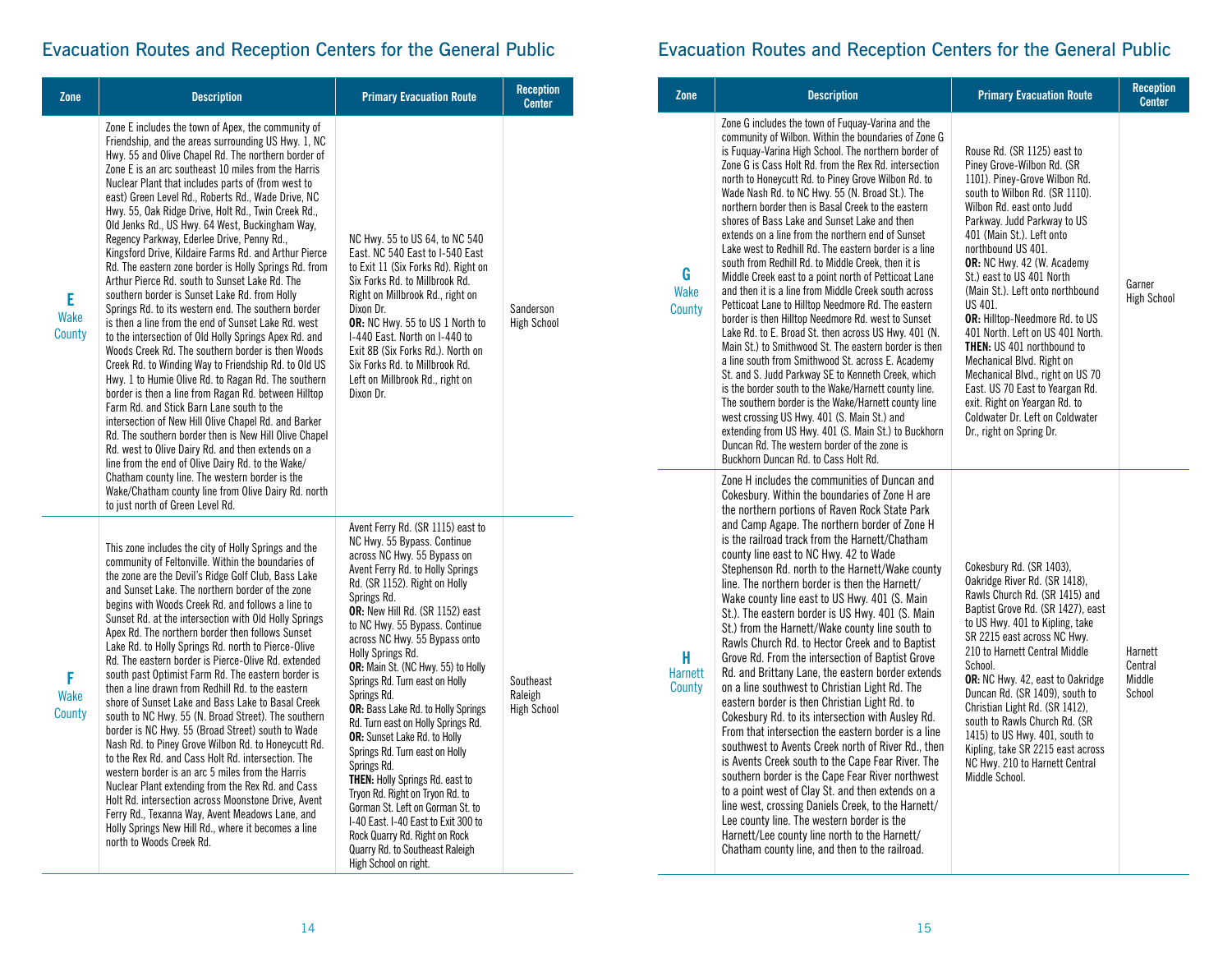## Evacuation Routes and Reception Centers for the General Public

| Zone | Description | Primary Evacuation Route | Reception Center |
|---|---|---|---|
| **E** Wake County | Zone E includes the town of Apex, the community of Friendship, and the areas surrounding US Hwy. 1, NC Hwy. 55 and Olive Chapel Rd. The northern border of Zone E is an arc southeast 10 miles from the Harris Nuclear Plant that includes parts of (from west to east) Green Level Rd., Roberts Rd., Wade Drive, NC Hwy. 55, Oak Ridge Drive, Holt Rd., Twin Creek Rd., Old Jenks Rd., US Hwy. 64 West, Buckingham Way, Regency Parkway, Ederlee Drive, Penny Rd., Kingsford Drive, Kildaire Farms Rd. and Arthur Pierce Rd. The eastern zone border is Holly Springs Rd. from Arthur Pierce Rd. south to Sunset Lake Rd. The southern border is Sunset Lake Rd. from Holly Springs Rd. to its western end. The southern border is then a line from the end of Sunset Lake Rd. west to the intersection of Old Holly Springs Apex Rd. and Woods Creek Rd. The southern border is then Woods Creek Rd. to Winding Way to Friendship Rd. to Old US Hwy. 1 to Humie Olive Rd. to Ragan Rd. The southern border is then a line from Ragan Rd. between Hilltop Farm Rd. and Stick Barn Lane south to the intersection of New Hill Olive Chapel Rd. and Barker Rd. The southern border then is New Hill Olive Chapel Rd. west to Olive Dairy Rd. and then extends on a line from the end of Olive Dairy Rd. to the Wake/Chatham county line. The western border is the Wake/Chatham county line from Olive Dairy Rd. north to just north of Green Level Rd. | NC Hwy. 55 to US 64, to NC 540 East. NC 540 East to I-540 East to Exit 11 (Six Forks Rd). Right on Six Forks Rd. to Millbrook Rd. Right on Millbrook Rd., right on Dixon Dr.<br>**OR:** NC Hwy. 55 to US 1 North to I-440 East. North on I-440 to Exit 8B (Six Forks Rd.). North on Six Forks Rd. to Millbrook Rd. Left on Millbrook Rd., right on Dixon Dr. | Sanderson High School |
| **F** Wake County | This zone includes the city of Holly Springs and the community of Feltonville. Within the boundaries of the zone are the Devil's Ridge Golf Club, Bass Lake and Sunset Lake. The northern border of the zone begins with Woods Creek Rd. and follows a line to Sunset Rd. at the intersection with Old Holly Springs Apex Rd. The northern border then follows Sunset Lake Rd. to Holly Springs Rd. north to Pierce-Olive Rd. The eastern border is Pierce-Olive Rd. extended south past Optimist Farm Rd. The eastern border is then a line drawn from Redhill Rd. to the eastern shore of Sunset Lake and Bass Lake to Basal Creek south to NC Hwy. 55 (N. Broad St.). The southern border is NC Hwy. 55 (Broad Street) south to Wade Nash Rd. to Piney Grove Wilbon Rd. to Honeycutt Rd. to the Rex Rd. and Cass Holt Rd. intersection. The western border is an arc 5 miles from the Harris Nuclear Plant extending from the Rex Rd. and Cass Holt Rd. intersection across Moonstone Drive, Avent Ferry Rd., Texanna Way, Avent Meadows Lane, and Holly Springs New Hill Rd., where it becomes a line north to Woods Creek Rd. | Avent Ferry Rd. (SR 1115) east to NC Hwy. 55 Bypass. Continue across NC Hwy. 55 Bypass on Avent Ferry Rd. to Holly Springs Rd. (SR 1152). Right on Holly Springs Rd.<br>**OR:** New Hill Rd. (SR 1152) east to NC Hwy. 55 Bypass. Continue across NC Hwy. 55 Bypass onto Holly Springs Rd.<br>**OR:** Main St. (NC Hwy. 55) to Holly Springs Rd. Turn east on Holly Springs Rd.<br>**OR:** Bass Lake Rd. to Holly Springs Rd. Turn east on Holly Springs Rd.<br>**OR:** Sunset Lake Rd. to Holly Springs Rd. Turn east on Holly Springs Rd.<br>**THEN:** Holly Springs Rd. east to Tryon Rd. Right on Tryon Rd. to Gorman St. Left on Gorman St. to I-40 East. I-40 East to Exit 300 to Rock Quarry Rd. Right on Rock Quarry Rd. to Southeast Raleigh High School on right. | Southeast Raleigh High School |

## Evacuation Routes and Reception Centers for the General Public

| Zone | Description | Primary Evacuation Route | Reception Center |
|---|---|---|---|
| **G** Wake County | Zone G includes the town of Fuquay-Varina and the community of Wilbon. Within the boundaries of Zone G is Fuquay-Varina High School. The northern border of Zone G is Cass Holt Rd. from the Rex Rd. intersection north to Honeycutt Rd. to Piney Grove Wilbon Rd. to Wade Nash Rd. to NC Hwy. 55 (N. Broad St.). The northern border then is Basal Creek to the eastern shores of Bass Lake and Sunset Lake and then extends on a line from the northern end of Sunset Lake west to Redhill Rd. The eastern border is a line south from Redhill Rd. to Middle Creek, then it is Middle Creek east to a point north of Petticoat Lane and then it is a line from Middle Creek south across Petticoat Lane to Hilltop Needmore Rd. The eastern border is then Hilltop Needmore Rd. west to Sunset Lake Rd. to E. Broad St. then across US Hwy. 401 (N. Main St.) to Smithwood St. The eastern border is then a line south from Smithwood St. across E. Academy St. and S. Judd Parkway SE to Kenneth Creek, which is the border south to the Wake/Harnett county line. The southern border is the Wake/Harnett county line west crossing US Hwy. 401 (S. Main St.) and extending from US Hwy. 401 (S. Main St.) to Buckhorn Duncan Rd. The western border of the zone is Buckhorn Duncan Rd. to Cass Holt Rd. | Rouse Rd. (SR 1125) east to Piney Grove-Wilbon Rd. (SR 1101). Piney-Grove Wilbon Rd. south to Wilbon Rd. (SR 1110). Wilbon Rd. east onto Judd Parkway. Judd Parkway to US 401 (Main St.). Left onto northbound US 401.<br>**OR:** NC Hwy. 42 (W. Academy St.) east to US 401 North (Main St.). Left onto northbound US 401.<br>**OR:** Hilltop-Needmore Rd. to US 401 North. Left on US 401 North.<br>**THEN:** US 401 northbound to Mechanical Blvd. Right on Mechanical Blvd., right on US 70 East. US 70 East to Yeargan Rd. exit. Right on Yeargan Rd. to Coldwater Dr. Left on Coldwater Dr., right on Spring Dr. | Garner High School |
| **H** Harnett County | Zone H includes the communities of Duncan and Cokesbury. Within the boundaries of Zone H are the northern portions of Raven Rock State Park and Camp Agape. The northern border of Zone H is the railroad track from the Harnett/Chatham county line east to NC Hwy. 42 to Wade Stephenson Rd. north to the Harnett/Wake county line. The northern border is then the Harnett/Wake county line east to US Hwy. 401 (S. Main St.). The eastern border is US Hwy. 401 (S. Main St.) from the Harnett/Wake county line south to Rawls Church Rd. to Hector Creek and to Baptist Grove Rd. From the intersection of Baptist Grove Rd. and Brittany Lane, the eastern border extends on a line southwest to Christian Light Rd. The eastern border is then Christian Light Rd. to Cokesbury Rd. to its intersection with Ausley Rd. From that intersection the eastern border is a line southwest to Avents Creek north of River Rd., then is Avents Creek south to the Cape Fear River. The southern border is the Cape Fear River northwest to a point west of Clay St. and then extends on a line west, crossing Daniels Creek, to the Harnett/Lee county line. The western border is the Harnett/Lee county line north to the Harnett/Chatham county line, and then to the railroad. | Cokesbury Rd. (SR 1403), Oakridge River Rd. (SR 1418), Rawls Church Rd. (SR 1415) and Baptist Grove Rd. (SR 1427), east to US Hwy. 401 to Kipling, take SR 2215 east across NC Hwy. 210 to Harnett Central Middle School.<br>**OR:** NC Hwy. 42, east to Oakridge Duncan Rd. (SR 1409), south to Christian Light Rd. (SR 1412), south to Rawls Church Rd. (SR 1415) to US Hwy. 401, south to Kipling, take SR 2215 east across NC Hwy. 210 to Harnett Central Middle School. | Harnett Central Middle School |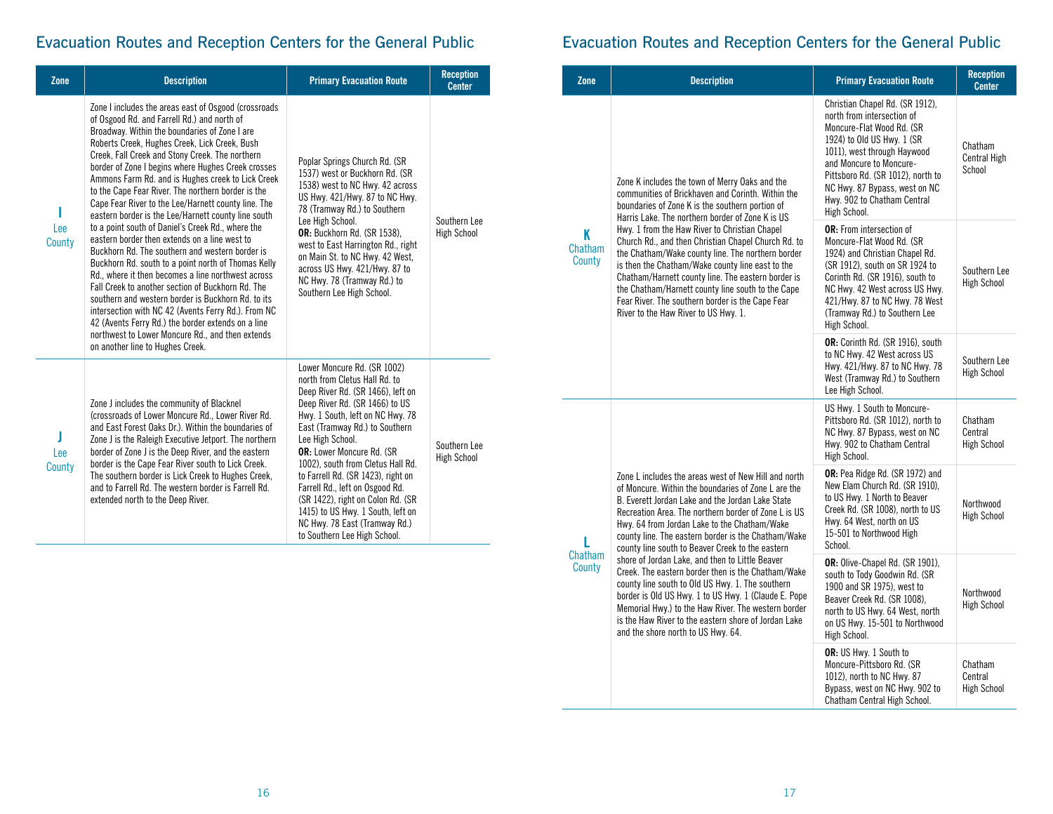## Evacuation Routes and Reception Centers for the General Public

| Zone | Description | Primary Evacuation Route | Reception Center |
|---|---|---|---|
| I Lee County | Zone I includes the areas east of Osgood (crossroads of Osgood Rd. and Farrell Rd.) and north of Broadway. Within the boundaries of Zone I are Roberts Creek, Hughes Creek, Lick Creek, Bush Creek, Fall Creek and Stony Creek. The northern border of Zone I begins where Hughes Creek crosses Ammons Farm Rd. and is Hughes creek to Lick Creek to the Cape Fear River. The northern border is the Cape Fear River to the Lee/Harnett county line. The eastern border is the Lee/Harnett county line south to a point south of Daniel's Creek Rd., where the eastern border then extends on a line west to Buckhorn Rd. The southern and western border is Buckhorn Rd. south to a point north of Thomas Kelly Rd., where it then becomes a line northwest across Fall Creek to another section of Buckhorn Rd. The southern and western border is Buckhorn Rd. to its intersection with NC 42 (Avents Ferry Rd.). From NC 42 (Avents Ferry Rd.) the border extends on a line northwest to Lower Moncure Rd., and then extends on another line to Hughes Creek. | Poplar Springs Church Rd. (SR 1537) west or Buckhorn Rd. (SR 1538) west to NC Hwy. 42 across US Hwy. 421/Hwy. 87 to NC Hwy. 78 (Tramway Rd.) to Southern Lee High School. **OR:** Buckhorn Rd. (SR 1538), west to East Harrington Rd., right on Main St. to NC Hwy. 42 West, across US Hwy. 421/Hwy. 87 to NC Hwy. 78 (Tramway Rd.) to Southern Lee High School. | Southern Lee High School |
| J Lee County | Zone J includes the community of Blacknel (crossroads of Lower Moncure Rd., Lower River Rd. and East Forest Oaks Dr.). Within the boundaries of Zone J is the Raleigh Executive Jetport. The northern border of Zone J is the Deep River, and the eastern border is the Cape Fear River south to Lick Creek. The southern border is Lick Creek to Hughes Creek, and to Farrell Rd. The western border is Farrell Rd. extended north to the Deep River. | Lower Moncure Rd. (SR 1002) north from Cletus Hall Rd. to Deep River Rd. (SR 1466), left on Deep River Rd. (SR 1466) to US Hwy. 1 South, left on NC Hwy. 78 East (Tramway Rd.) to Southern Lee High School. **OR:** Lower Moncure Rd. (SR 1002), south from Cletus Hall Rd. to Farrell Rd. (SR 1423), right on Farrell Rd., left on Osgood Rd. (SR 1422), right on Colon Rd. (SR 1415) to US Hwy. 1 South, left on NC Hwy. 78 East (Tramway Rd.) to Southern Lee High School. | Southern Lee High School |

## Evacuation Routes and Reception Centers for the General Public

| Zone | Description | Primary Evacuation Route | Reception Center |
|---|---|---|---|
| K Chatham County | Zone K includes the town of Merry Oaks and the communities of Brickhaven and Corinth. Within the boundaries of Zone K is the southern portion of Harris Lake. The northern border of Zone K is US Hwy. 1 from the Haw River to Christian Chapel Church Rd., and then Christian Chapel Church Rd. to the Chatham/Wake county line. The northern border is then the Chatham/Wake county line east to the Chatham/Harnett county line. The eastern border is the Chatham/Harnett county line south to the Cape Fear River. The southern border is the Cape Fear River to the Haw River to US Hwy. 1. | Christian Chapel Rd. (SR 1912), north from intersection of Moncure-Flat Wood Rd. (SR 1924) to Old US Hwy. 1 (SR 1011), west through Haywood and Moncure to Moncure-Pittsboro Rd. (SR 1012), north to NC Hwy. 87 Bypass, west on NC Hwy. 902 to Chatham Central High School. | Chatham Central High School |
| | | **OR:** From intersection of Moncure-Flat Wood Rd. (SR 1924) and Christian Chapel Rd. (SR 1912), south on SR 1924 to Corinth Rd. (SR 1916), south to NC Hwy. 42 West across US Hwy. 421/Hwy. 87 to NC Hwy. 78 West (Tramway Rd.) to Southern Lee High School. | Southern Lee High School |
| | | **OR:** Corinth Rd. (SR 1916), south to NC Hwy. 42 West across US Hwy. 421/Hwy. 87 to NC Hwy. 78 West (Tramway Rd.) to Southern Lee High School. | Southern Lee High School |
| L Chatham County | Zone L includes the areas west of New Hill and north of Moncure. Within the boundaries of Zone L are the B. Everett Jordan Lake and the Jordan Lake State Recreation Area. The northern border of Zone L is US Hwy. 64 from Jordan Lake to the Chatham/Wake county line. The eastern border is the Chatham/Wake county line south to Beaver Creek to the eastern shore of Jordan Lake, and then to Little Beaver Creek. The eastern border then is the Chatham/Wake county line south to Old US Hwy. 1. The southern border is Old US Hwy. 1 to US Hwy. 1 (Claude E. Pope Memorial Hwy.) to the Haw River. The western border is the Haw River to the eastern shore of Jordan Lake and the shore north to US Hwy. 64. | US Hwy. 1 South to Moncure-Pittsboro Rd. (SR 1012), north to NC Hwy. 87 Bypass, west on NC Hwy. 902 to Chatham Central High School. | Chatham Central High School |
| | | **OR:** Pea Ridge Rd. (SR 1972) and New Elam Church Rd. (SR 1910), to US Hwy. 1 North to Beaver Creek Rd. (SR 1008), north to US Hwy. 64 West, north on US 15-501 to Northwood High School. | Northwood High School |
| | | **OR:** Olive-Chapel Rd. (SR 1901), south to Tody Goodwin Rd. (SR 1900 and SR 1975), west to Beaver Creek Rd. (SR 1008), north to US Hwy. 64 West, north on US Hwy. 15-501 to Northwood High School. | Northwood High School |
| | | **OR:** US Hwy. 1 South to Moncure-Pittsboro Rd. (SR 1012), north to NC Hwy. 87 Bypass, west on NC Hwy. 902 to Chatham Central High School. | Chatham Central High School |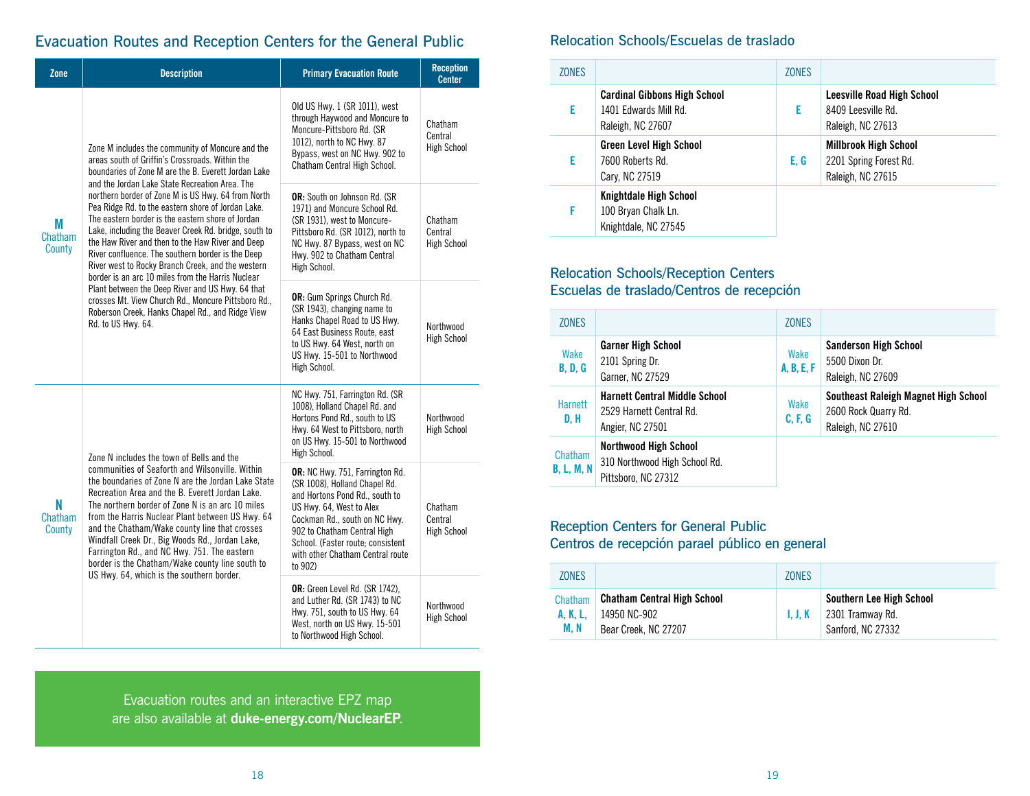## Evacuation Routes and Reception Centers for the General Public

| Zone | Description | Primary Evacuation Route | Reception Center |
|---|---|---|---|
| **M** Chatham County | Zone M includes the community of Moncure and the areas south of Griffin's Crossroads. Within the boundaries of Zone M are the B. Everett Jordan Lake and the Jordan Lake State Recreation Area. The northern border of Zone M is US Hwy. 64 from North Pea Ridge Rd. to the eastern shore of Jordan Lake. The eastern border is the eastern shore of Jordan Lake, including the Beaver Creek Rd. bridge, south to the Haw River and then to the Haw River and Deep River confluence. The southern border is the Deep River west to Rocky Branch Creek, and the western border is an arc 10 miles from the Harris Nuclear Plant between the Deep River and US Hwy. 64 that crosses Mt. View Church Rd., Moncure Pittsboro Rd., Roberson Creek, Hanks Chapel Rd., and Ridge View Rd. to US Hwy. 64. | Old US Hwy. 1 (SR 1011), west through Haywood and Moncure to Moncure-Pittsboro Rd. (SR 1012), north to NC Hwy. 87 Bypass, west on NC Hwy. 902 to Chatham Central High School. | Chatham Central High School |
| | | **OR:** South on Johnson Rd. (SR 1971) and Moncure School Rd. (SR 1931), west to Moncure-Pittsboro Rd. (SR 1012), north to NC Hwy. 87 Bypass, west on NC Hwy. 902 to Chatham Central High School. | Chatham Central High School |
| | | **OR:** Gum Springs Church Rd. (SR 1943), changing name to Hanks Chapel Road to US Hwy. 64 East Business Route, east to US Hwy. 64 West, north on US Hwy. 15-501 to Northwood High School. | Northwood High School |
| **N** Chatham County | Zone N includes the town of Bells and the communities of Seaforth and Wilsonville. Within the boundaries of Zone N are the Jordan Lake State Recreation Area and the B. Everett Jordan Lake. The northern border of Zone N is an arc 10 miles from the Harris Nuclear Plant between US Hwy. 64 and the Chatham/Wake county line that crosses Windfall Creek Dr., Big Woods Rd., Jordan Lake, Farrington Rd., and NC Hwy. 751. The eastern border is the Chatham/Wake county line south to US Hwy. 64, which is the southern border. | NC Hwy. 751, Farrington Rd. (SR 1008), Holland Chapel Rd. and Hortons Pond Rd., south to US Hwy. 64 West to Pittsboro, north on US Hwy. 15-501 to Northwood High School. | Northwood High School |
| | | **OR:** NC Hwy. 751, Farrington Rd. (SR 1008), Holland Chapel Rd. and Hortons Pond Rd., south to US Hwy. 64, West to Alex Cockman Rd., south on NC Hwy. 902 to Chatham Central High School. (Faster route; consistent with other Chatham Central route to 902) | Chatham Central High School |
| | | **OR:** Green Level Rd. (SR 1742), and Luther Rd. (SR 1743) to NC Hwy. 751, south to US Hwy. 64 West, north on US Hwy. 15-501 to Northwood High School. | Northwood High School |

Evacuation routes and an interactive EPZ map are also available at **duke-energy.com/NuclearEP**.

## Relocation Schools/Escuelas de traslado

| ZONES | | ZONES | |
|---|---|---|---|
| **E** | **Cardinal Gibbons High School** 1401 Edwards Mill Rd. Raleigh, NC 27607 | **E** | **Leesville Road High School** 8409 Leesville Rd. Raleigh, NC 27613 |
| **E** | **Green Level High School** 7600 Roberts Rd. Cary, NC 27519 | **E, G** | **Millbrook High School** 2201 Spring Forest Rd. Raleigh, NC 27615 |
| **F** | **Knightdale High School** 100 Bryan Chalk Ln. Knightdale, NC 27545 | | |

## Relocation Schools/Reception Centers
## Escuelas de traslado/Centros de recepción

| ZONES | | ZONES | |
|---|---|---|---|
| Wake **B, D, G** | **Garner High School** 2101 Spring Dr. Garner, NC 27529 | Wake **A, B, E, F** | **Sanderson High School** 5500 Dixon Dr. Raleigh, NC 27609 |
| Harnett **D, H** | **Harnett Central Middle School** 2529 Harnett Central Rd. Angier, NC 27501 | Wake **C, F, G** | **Southeast Raleigh Magnet High School** 2600 Rock Quarry Rd. Raleigh, NC 27610 |
| Chatham **B, L, M, N** | **Northwood High School** 310 Northwood High School Rd. Pittsboro, NC 27312 | | |

## Reception Centers for General Public
## Centros de recepción parael público en general

| ZONES | | ZONES | |
|---|---|---|---|
| Chatham **A, K, L, M, N** | **Chatham Central High School** 14950 NC-902 Bear Creek, NC 27207 | **I, J, K** | **Southern Lee High School** 2301 Tramway Rd. Sanford, NC 27332 |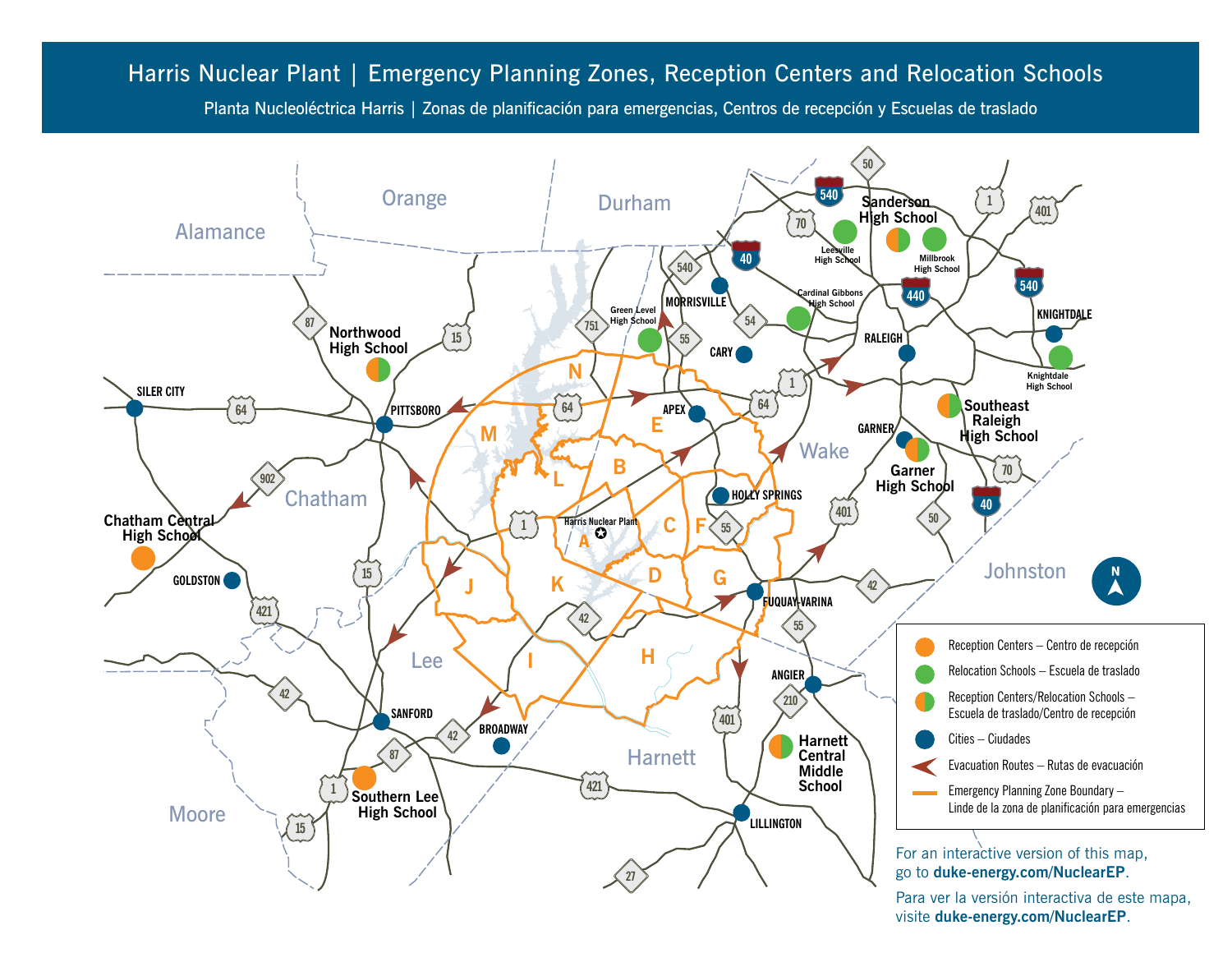# Harris Nuclear Plant | Emergency Planning Zones, Reception Centers and Relocation Schools

Planta Nucleoeléctrica Harris | Zonas de planificación para emergencias, Centros de recepción y Escuelas de traslado

- Reception Centers – Centro de recepción
- Relocation Schools – Escuela de traslado
- Reception Centers/Relocation Schools – Escuela de traslado/Centro de recepción
- Cities – Ciudades
- Evacuation Routes – Rutas de evacuación
- Emergency Planning Zone Boundary – Linde de la zona de planificación para emergencias

For an interactive version of this map, go to **duke-energy.com/NuclearEP**.

Para ver la versión interactiva de este mapa, visite **duke-energy.com/NuclearEP**.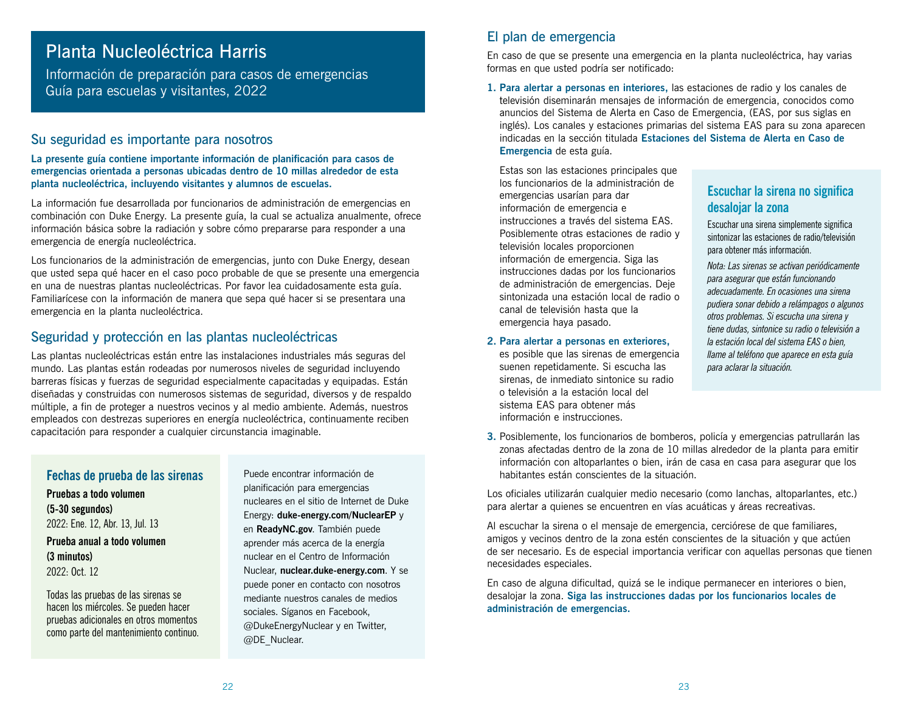# Planta Nucleoeléctrica Harris

Información de preparación para casos de emergencias
Guía para escuelas y visitantes, 2022

## Su seguridad es importante para nosotros

**La presente guía contiene importante información de planificación para casos de emergencias orientada a personas ubicadas dentro de 10 millas alrededor de esta planta nucleoeléctrica, incluyendo visitantes y alumnos de escuelas.**

La información fue desarrollada por funcionarios de administración de emergencias en combinación con Duke Energy. La presente guía, la cual se actualiza anualmente, ofrece información básica sobre la radiación y sobre cómo prepararse para responder a una emergencia de energía nucleoeléctrica.

Los funcionarios de la administración de emergencias, junto con Duke Energy, desean que usted sepa qué hacer en el caso poco probable de que se presente una emergencia en una de nuestras plantas nucleoeléctricas. Por favor lea cuidadosamente esta guía. Familiarícese con la información de manera que sepa qué hacer si se presentara una emergencia en la planta nucleoeléctrica.

## Seguridad y protección en las plantas nucleoeléctricas

Las plantas nucleoeléctricas están entre las instalaciones industriales más seguras del mundo. Las plantas están rodeadas por numerosos niveles de seguridad incluyendo barreras físicas y fuerzas de seguridad especialmente capacitadas y equipadas. Están diseñadas y construidas con numerosos sistemas de seguridad, diversos y de respaldo múltiple, a fin de proteger a nuestros vecinos y al medio ambiente. Además, nuestros empleados con destrezas superiores en energía nucleoeléctrica, continuamente reciben capacitación para responder a cualquier circunstancia imaginable.

### Fechas de prueba de las sirenas

**Pruebas a todo volumen (5-30 segundos)**
2022: Ene. 12, Abr. 13, Jul. 13

**Prueba anual a todo volumen (3 minutos)**
2022: Oct. 12

Todas las pruebas de las sirenas se hacen los miércoles. Se pueden hacer pruebas adicionales en otros momentos como parte del mantenimiento continuo.

Puede encontrar información de planificación para emergencias nucleares en el sitio de Internet de Duke Energy: **duke-energy.com/NuclearEP** y en **ReadyNC.gov**. También puede aprender más acerca de la energía nuclear en el Centro de Información Nuclear, **nuclear.duke-energy.com**. Y se puede poner en contacto con nosotros mediante nuestros canales de medios sociales. Síganos en Facebook, @DukeEnergyNuclear y en Twitter, @DE_Nuclear.

## El plan de emergencia

En caso de que se presente una emergencia en la planta nucleoeléctrica, hay varias formas en que usted podría ser notificado:

1. **Para alertar a personas en interiores,** las estaciones de radio y los canales de televisión diseminarán mensajes de información de emergencia, conocidos como anuncios del Sistema de Alerta en Caso de Emergencia, (EAS, por sus siglas en inglés). Los canales y estaciones primarias del sistema EAS para su zona aparecen indicadas en la sección titulada **Estaciones del Sistema de Alerta en Caso de Emergencia** de esta guía.

   Estas son las estaciones principales que los funcionarios de la administración de emergencias usarían para dar información de emergencia e instrucciones a través del sistema EAS. Posiblemente otras estaciones de radio y televisión locales proporcionen información de emergencia. Siga las instrucciones dadas por los funcionarios de administración de emergencias. Deje sintonizada una estación local de radio o canal de televisión hasta que la emergencia haya pasado.

2. **Para alertar a personas en exteriores,** es posible que las sirenas de emergencia suenen repetidamente. Si escucha las sirenas, de inmediato sintonice su radio o televisión a la estación local del sistema EAS para obtener más información e instrucciones.

3. Posiblemente, los funcionarios de bomberos, policía y emergencias patrullarán las zonas afectadas dentro de la zona de 10 millas alrededor de la planta para emitir información con altoparlantes o bien, irán de casa en casa para asegurar que los habitantes están conscientes de la situación.

### Escuchar la sirena no significa desalojar la zona

Escuchar una sirena simplemente significa sintonizar las estaciones de radio/televisión para obtener más información.

*Nota: Las sirenas se activan periódicamente para asegurar que están funcionando adecuadamente. En ocasiones una sirena pudiera sonar debido a relámpagos o algunos otros problemas. Si escucha una sirena y tiene dudas, sintonice su radio o televisión a la estación local del sistema EAS o bien, llame al teléfono que aparece en esta guía para aclarar la situación.*

Los oficiales utilizarán cualquier medio necesario (como lanchas, altoparlantes, etc.) para alertar a quienes se encuentren en vías acuáticas y áreas recreativas.

Al escuchar la sirena o el mensaje de emergencia, cerciórese de que familiares, amigos y vecinos dentro de la zona estén conscientes de la situación y que actúen de ser necesario. Es de especial importancia verificar con aquellas personas que tienen necesidades especiales.

En caso de alguna dificultad, quizá se le indique permanecer en interiores o bien, desalojar la zona. **Siga las instrucciones dadas por los funcionarios locales de administración de emergencias.**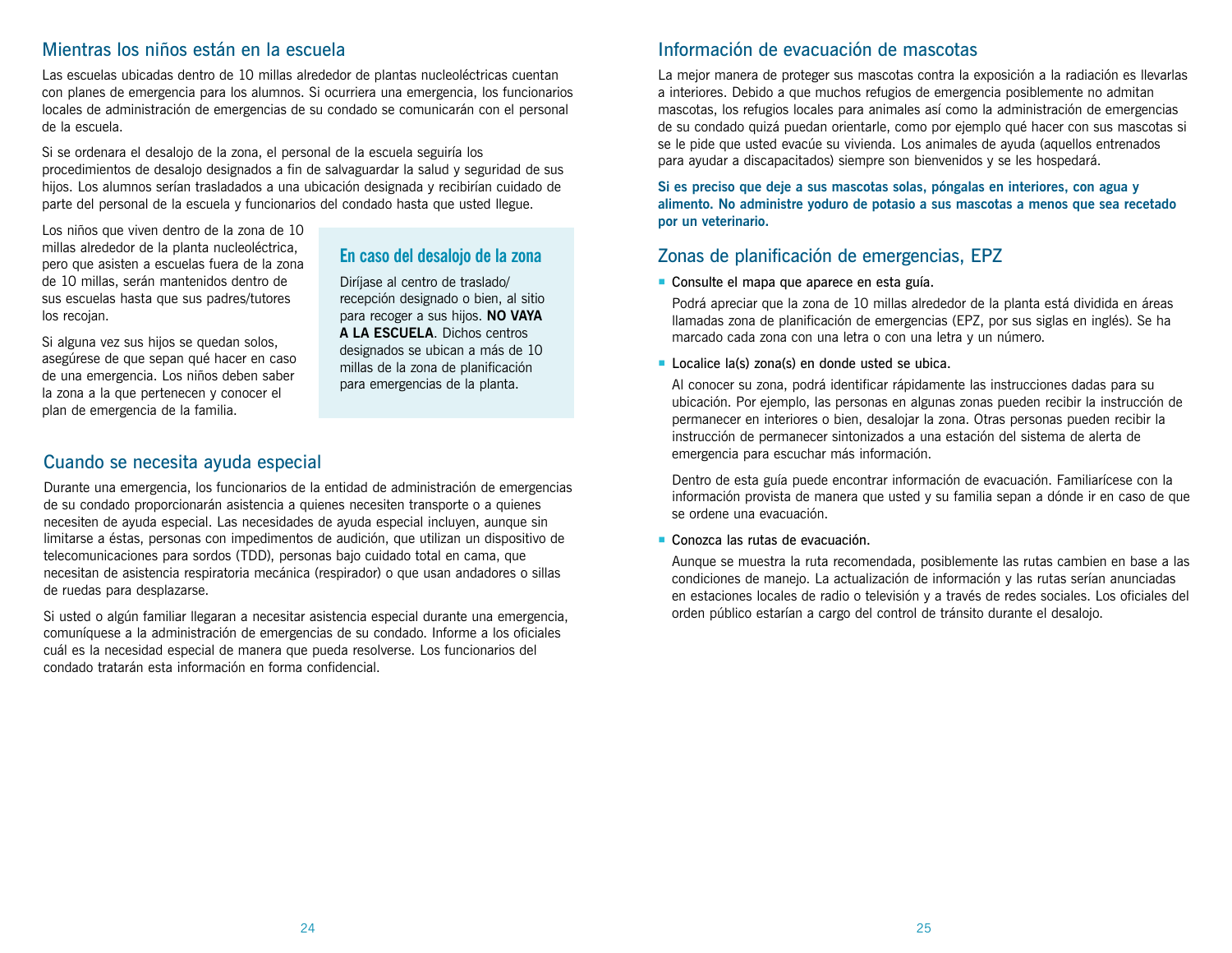## Mientras los niños están en la escuela

Las escuelas ubicadas dentro de 10 millas alrededor de plantas nucleoeléctricas cuentan con planes de emergencia para los alumnos. Si ocurriera una emergencia, los funcionarios locales de administración de emergencias de su condado se comunicarán con el personal de la escuela.

Si se ordenara el desalojo de la zona, el personal de la escuela seguiría los procedimientos de desalojo designados a fin de salvaguardar la salud y seguridad de sus hijos. Los alumnos serían trasladados a una ubicación designada y recibirían cuidado de parte del personal de la escuela y funcionarios del condado hasta que usted llegue.

Los niños que viven dentro de la zona de 10 millas alrededor de la planta nucleoeléctrica, pero que asisten a escuelas fuera de la zona de 10 millas, serán mantenidos dentro de sus escuelas hasta que sus padres/tutores los recojan.

Si alguna vez sus hijos se quedan solos, asegúrese de que sepan qué hacer en caso de una emergencia. Los niños deben saber la zona a la que pertenecen y conocer el plan de emergencia de la familia.

### En caso del desalojo de la zona

Diríjase al centro de traslado/recepción designado o bien, al sitio para recoger a sus hijos. **NO VAYA A LA ESCUELA**. Dichos centros designados se ubican a más de 10 millas de la zona de planificación para emergencias de la planta.

## Cuando se necesita ayuda especial

Durante una emergencia, los funcionarios de la entidad de administración de emergencias de su condado proporcionarán asistencia a quienes necesiten transporte o a quienes necesiten de ayuda especial. Las necesidades de ayuda especial incluyen, aunque sin limitarse a éstas, personas con impedimentos de audición, que utilizan un dispositivo de telecomunicaciones para sordos (TDD), personas bajo cuidado total en cama, que necesitan de asistencia respiratoria mecánica (respirador) o que usan andadores o sillas de ruedas para desplazarse.

Si usted o algún familiar llegaran a necesitar asistencia especial durante una emergencia, comuníquese a la administración de emergencias de su condado. Informe a los oficiales cuál es la necesidad especial de manera que pueda resolverse. Los funcionarios del condado tratarán esta información en forma confidencial.

## Información de evacuación de mascotas

La mejor manera de proteger sus mascotas contra la exposición a la radiación es llevarlas a interiores. Debido a que muchos refugios de emergencia posiblemente no admitan mascotas, los refugios locales para animales así como la administración de emergencias de su condado quizá puedan orientarle, como por ejemplo qué hacer con sus mascotas si se le pide que usted evacúe su vivienda. Los animales de ayuda (aquellos entrenados para ayudar a discapacitados) siempre son bienvenidos y se les hospedará.

**Si es preciso que deje a sus mascotas solas, póngalas en interiores, con agua y alimento. No administre yoduro de potasio a sus mascotas a menos que sea recetado por un veterinario.**

## Zonas de planificación de emergencias, EPZ

- **Consulte el mapa que aparece en esta guía.**

  Podrá apreciar que la zona de 10 millas alrededor de la planta está dividida en áreas llamadas zona de planificación de emergencias (EPZ, por sus siglas en inglés). Se ha marcado cada zona con una letra o con una letra y un número.

- **Localice la(s) zona(s) en donde usted se ubica.**

  Al conocer su zona, podrá identificar rápidamente las instrucciones dadas para su ubicación. Por ejemplo, las personas en algunas zonas pueden recibir la instrucción de permanecer en interiores o bien, desalojar la zona. Otras personas pueden recibir la instrucción de permanecer sintonizados a una estación del sistema de alerta de emergencia para escuchar más información.

  Dentro de esta guía puede encontrar información de evacuación. Familiarícese con la información provista de manera que usted y su familia sepan a dónde ir en caso de que se ordene una evacuación.

- **Conozca las rutas de evacuación.**

  Aunque se muestra la ruta recomendada, posiblemente las rutas cambien en base a las condiciones de manejo. La actualización de información y las rutas serían anunciadas en estaciones locales de radio o televisión y a través de redes sociales. Los oficiales del orden público estarían a cargo del control de tránsito durante el desalojo.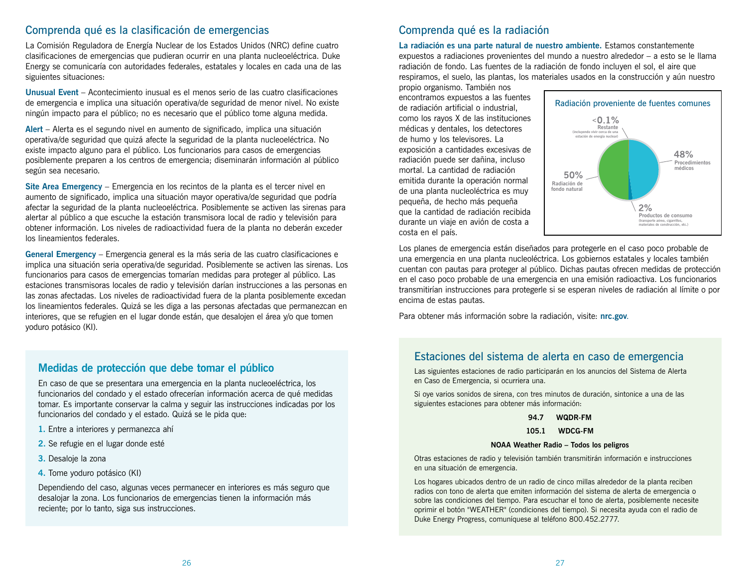## Comprenda qué es la clasificación de emergencias

La Comisión Reguladora de Energía Nuclear de los Estados Unidos (NRC) define cuatro clasificaciones de emergencias que pudieran ocurrir en una planta nucleoeléctrica. Duke Energy se comunicaría con autoridades federales, estatales y locales en cada una de las siguientes situaciones:

**Unusual Event** – Acontecimiento inusual es el menos serio de las cuatro clasificaciones de emergencia e implica una situación operativa/de seguridad de menor nivel. No existe ningún impacto para el público; no es necesario que el público tome alguna medida.

**Alert** – Alerta es el segundo nivel en aumento de significado, implica una situación operativa/de seguridad que quizá afecte la seguridad de la planta nucleoeléctrica. No existe impacto alguno para el público. Los funcionarios para casos de emergencias posiblemente preparen a los centros de emergencia; diseminarán información al público según sea necesario.

**Site Area Emergency** – Emergencia en los recintos de la planta es el tercer nivel en aumento de significado, implica una situación mayor operativa/de seguridad que podría afectar la seguridad de la planta nucleoeléctrica. Posiblemente se activen las sirenas para alertar al público a que escuche la estación transmisora local de radio y televisión para obtener información. Los niveles de radioactividad fuera de la planta no deberán exceder los lineamientos federales.

**General Emergency** – Emergencia general es la más seria de las cuatro clasificaciones e implica una situación seria operativa/de seguridad. Posiblemente se activen las sirenas. Los funcionarios para casos de emergencias tomarían medidas para proteger al público. Las estaciones transmisoras locales de radio y televisión darían instrucciones a las personas en las zonas afectadas. Los niveles de radioactividad fuera de la planta posiblemente excedan los lineamientos federales. Quizá se les diga a las personas afectadas que permanezcan en interiores, que se refugien en el lugar donde están, que desalojen el área y/o que tomen yoduro potásico (KI).

### Medidas de protección que debe tomar el público

En caso de que se presentara una emergencia en la planta nucleoeléctrica, los funcionarios del condado y el estado ofrecerían información acerca de qué medidas tomar. Es importante conservar la calma y seguir las instrucciones indicadas por los funcionarios del condado y el estado. Quizá se le pida que:

1. Entre a interiores y permanezca ahí
2. Se refugie en el lugar donde esté
3. Desaloje la zona
4. Tome yoduro potásico (KI)

Dependiendo del caso, algunas veces permanecer en interiores es más seguro que desalojar la zona. Los funcionarios de emergencias tienen la información más reciente; por lo tanto, siga sus instrucciones.

## Comprenda qué es la radiación

**La radiación es una parte natural de nuestro ambiente.** Estamos constantemente expuestos a radiaciones provenientes del mundo a nuestro alrededor – a esto se le llama radiación de fondo. Las fuentes de la radiación de fondo incluyen el sol, el aire que respiramos, el suelo, las plantas, los materiales usados en la construcción y aún nuestro propio organismo. También nos encontramos expuestos a las fuentes de radiación artificial o industrial, como los rayos X de las instituciones médicas y dentales, los detectores de humo y los televisores. La exposición a cantidades excesivas de radiación puede ser dañina, incluso mortal. La cantidad de radiación emitida durante la operación normal de una planta nucleoeléctrica es muy pequeña, de hecho más pequeña que la cantidad de radiación recibida durante un viaje en avión de costa a costa en el país.

**Radiación proveniente de fuentes comunes**

- 50% Radiación de fondo natural
- 48% Procedimientos médicos
- 2% Productos de consumo (transporte aéreo, cigarrillos, materiales de construcción, etc.)
- <0.1% Restante (incluyendo vivir cerca de una estación de energía nuclear)

Los planes de emergencia están diseñados para protegerle en el caso poco probable de una emergencia en una planta nucleoeléctrica. Los gobiernos estatales y locales también cuentan con pautas para proteger al público. Dichas pautas ofrecen medidas de protección en el caso poco probable de una emergencia en una emisión radioactiva. Los funcionarios transmitirían instrucciones para protegerle si se esperan niveles de radiación al límite o por encima de estas pautas.

Para obtener más información sobre la radiación, visite: **nrc.gov**.

### Estaciones del sistema de alerta en caso de emergencia

Las siguientes estaciones de radio participarán en los anuncios del Sistema de Alerta en Caso de Emergencia, si ocurriera una.

Si oye varios sonidos de sirena, con tres minutos de duración, sintonice a una de las siguientes estaciones para obtener más información:

**94.7 WQDR-FM**

**105.1 WDCG-FM**

**NOAA Weather Radio – Todos los peligros**

Otras estaciones de radio y televisión también transmitirán información e instrucciones en una situación de emergencia.

Los hogares ubicados dentro de un radio de cinco millas alrededor de la planta reciben radios con tono de alerta que emiten información del sistema de alerta de emergencia o sobre las condiciones del tiempo. Para escuchar el tono de alerta, posiblemente necesite oprimir el botón "WEATHER" (condiciones del tiempo). Si necesita ayuda con el radio de Duke Energy Progress, comuníquese al teléfono 800.452.2777.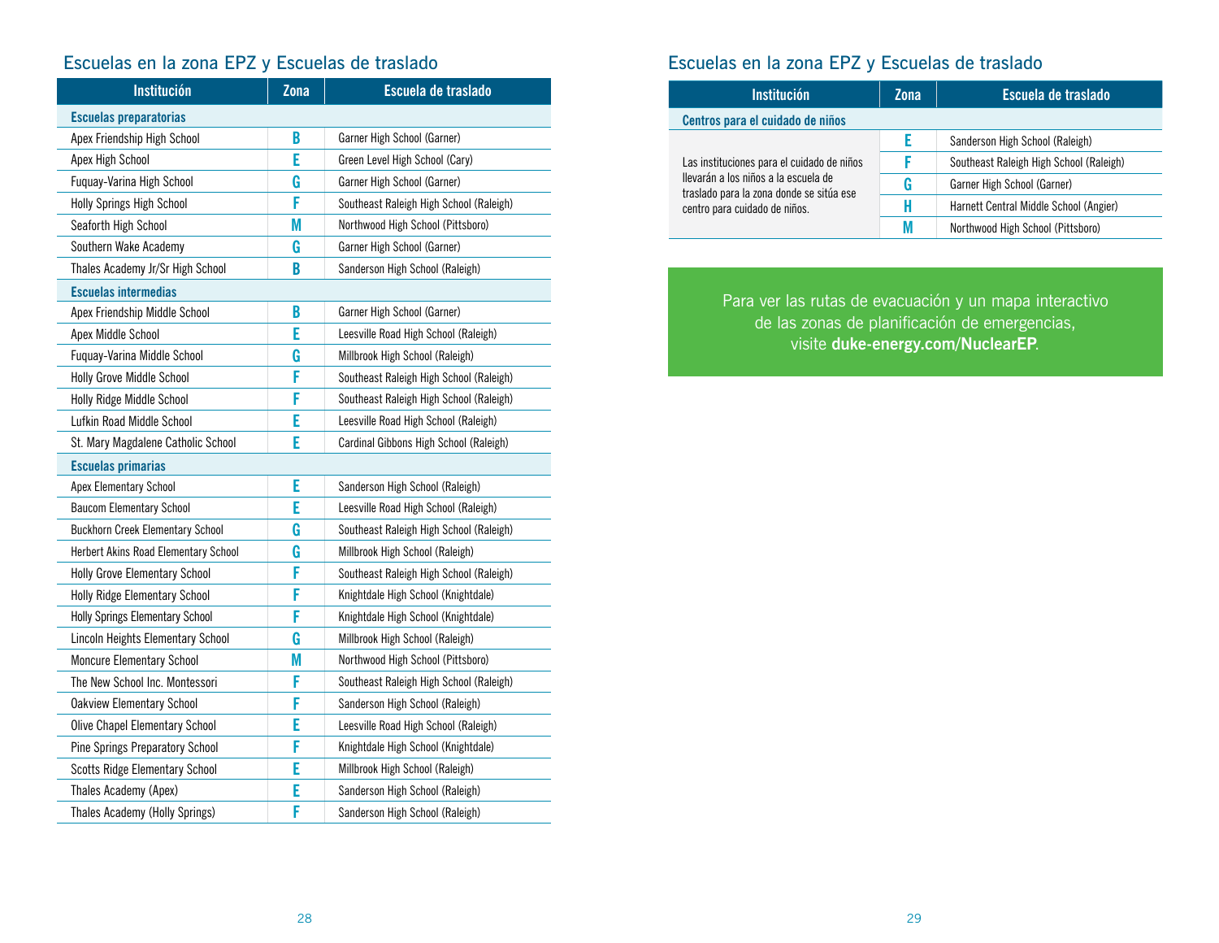## Escuelas en la zona EPZ y Escuelas de traslado

| Institución | Zona | Escuela de traslado |
|---|---|---|
| **Escuelas preparatorias** | | |
| Apex Friendship High School | B | Garner High School (Garner) |
| Apex High School | E | Green Level High School (Cary) |
| Fuquay-Varina High School | G | Garner High School (Garner) |
| Holly Springs High School | F | Southeast Raleigh High School (Raleigh) |
| Seaforth High School | M | Northwood High School (Pittsboro) |
| Southern Wake Academy | G | Garner High School (Garner) |
| Thales Academy Jr/Sr High School | B | Sanderson High School (Raleigh) |
| **Escuelas intermedias** | | |
| Apex Friendship Middle School | B | Garner High School (Garner) |
| Apex Middle School | E | Leesville Road High School (Raleigh) |
| Fuquay-Varina Middle School | G | Millbrook High School (Raleigh) |
| Holly Grove Middle School | F | Southeast Raleigh High School (Raleigh) |
| Holly Ridge Middle School | F | Southeast Raleigh High School (Raleigh) |
| Lufkin Road Middle School | E | Leesville Road High School (Raleigh) |
| St. Mary Magdalene Catholic School | E | Cardinal Gibbons High School (Raleigh) |
| **Escuelas primarias** | | |
| Apex Elementary School | E | Sanderson High School (Raleigh) |
| Baucom Elementary School | E | Leesville Road High School (Raleigh) |
| Buckhorn Creek Elementary School | G | Southeast Raleigh High School (Raleigh) |
| Herbert Akins Road Elementary School | G | Millbrook High School (Raleigh) |
| Holly Grove Elementary School | F | Southeast Raleigh High School (Raleigh) |
| Holly Ridge Elementary School | F | Knightdale High School (Knightdale) |
| Holly Springs Elementary School | F | Knightdale High School (Knightdale) |
| Lincoln Heights Elementary School | G | Millbrook High School (Raleigh) |
| Moncure Elementary School | M | Northwood High School (Pittsboro) |
| The New School Inc. Montessori | F | Southeast Raleigh High School (Raleigh) |
| Oakview Elementary School | F | Sanderson High School (Raleigh) |
| Olive Chapel Elementary School | E | Leesville Road High School (Raleigh) |
| Pine Springs Preparatory School | F | Knightdale High School (Knightdale) |
| Scotts Ridge Elementary School | E | Millbrook High School (Raleigh) |
| Thales Academy (Apex) | E | Sanderson High School (Raleigh) |
| Thales Academy (Holly Springs) | F | Sanderson High School (Raleigh) |

## Escuelas en la zona EPZ y Escuelas de traslado

| Institución | Zona | Escuela de traslado |
|---|---|---|
| **Centros para el cuidado de niños** | | |
| Las instituciones para el cuidado de niños llevarán a los niños a la escuela de traslado para la zona donde se sitúa ese centro para cuidado de niños. | E | Sanderson High School (Raleigh) |
| | F | Southeast Raleigh High School (Raleigh) |
| | G | Garner High School (Garner) |
| | H | Harnett Central Middle School (Angier) |
| | M | Northwood High School (Pittsboro) |

Para ver las rutas de evacuación y un mapa interactivo de las zonas de planificación de emergencias, visite **duke-energy.com/NuclearEP**.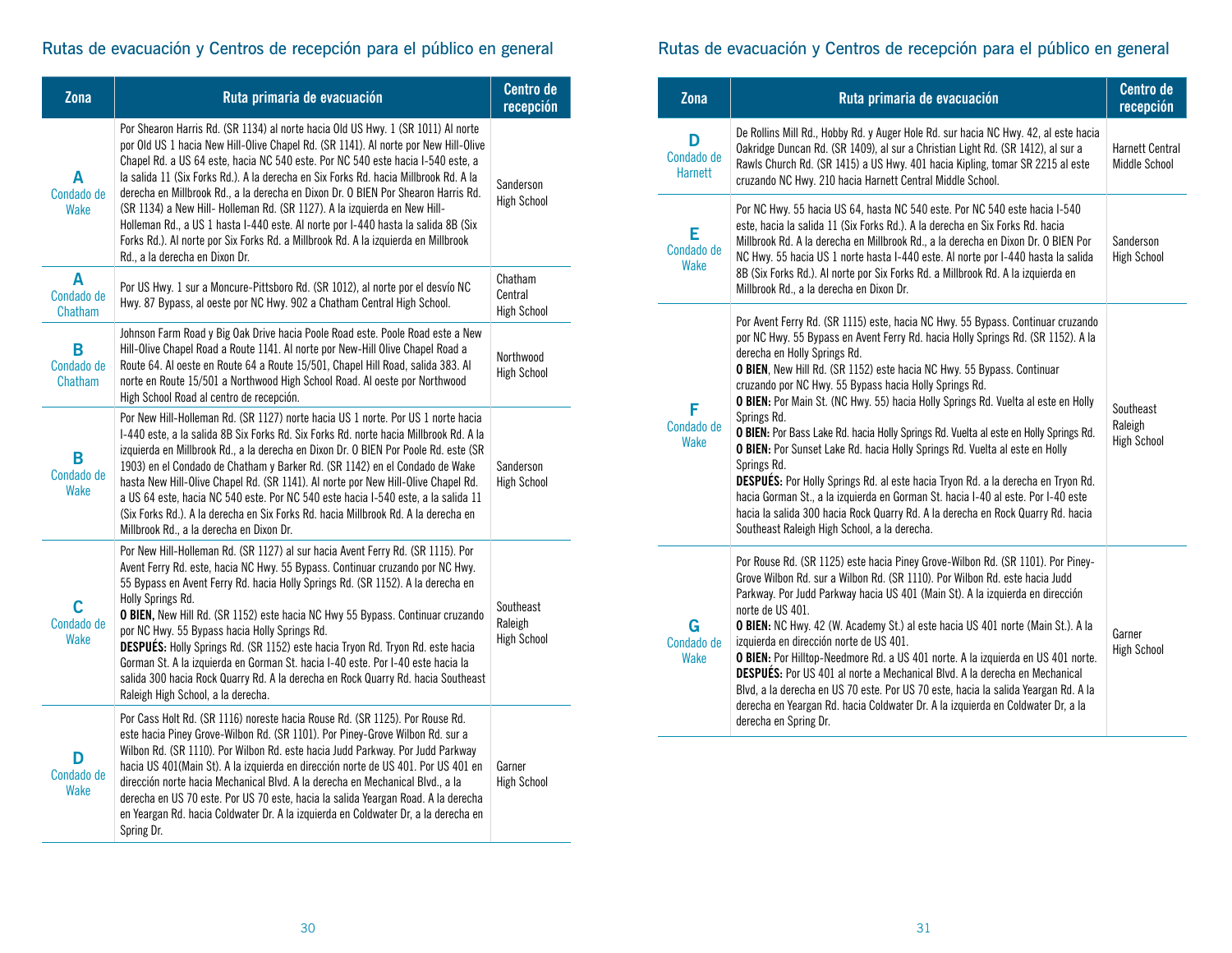## Rutas de evacuación y Centros de recepción para el público en general

| Zona | Ruta primaria de evacuación | Centro de recepción |
|---|---|---|
| **A** Condado de Wake | Por Shearon Harris Rd. (SR 1134) al norte hacia Old US Hwy. 1 (SR 1011) Al norte por Old US 1 hacia New Hill-Olive Chapel Rd. (SR 1141). Al norte por New Hill-Olive Chapel Rd. a US 64 este, hacia NC 540 este. Por NC 540 este hacia I-540 este, a la salida 11 (Six Forks Rd.). A la derecha en Six Forks Rd. hacia Millbrook Rd. A la derecha en Millbrook Rd., a la derecha en Dixon Dr. O BIEN Por Shearon Harris Rd. (SR 1134) a New Hill- Holleman Rd. (SR 1127). A la izquierda en New Hill-Holleman Rd., a US 1 hasta I-440 este. Al norte por I-440 hasta la salida 8B (Six Forks Rd.). Al norte por Six Forks Rd. a Millbrook Rd. A la izquierda en Millbrook Rd., a la derecha en Dixon Dr. | Sanderson High School |
| **A** Condado de Chatham | Por US Hwy. 1 sur a Moncure-Pittsboro Rd. (SR 1012), al norte por el desvío NC Hwy. 87 Bypass, al oeste por NC Hwy. 902 a Chatham Central High School. | Chatham Central High School |
| **B** Condado de Chatham | Johnson Farm Road y Big Oak Drive hacia Poole Road este. Poole Road este a New Hill-Olive Chapel Road a Route 1141. Al norte por New-Hill Olive Chapel Road a Route 64. Al oeste en Route 64 a Route 15/501, Chapel Hill Road, salida 383. Al norte en Route 15/501 a Northwood High School Road. Al oeste por Northwood High School Road al centro de recepción. | Northwood High School |
| **B** Condado de Wake | Por New Hill-Holleman Rd. (SR 1127) norte hacia US 1 norte. Por US 1 norte hacia I-440 este, a la salida 8B Six Forks Rd. Six Forks Rd. norte hacia Millbrook Rd. A la izquierda en Millbrook Rd., a la derecha en Dixon Dr. O BIEN Por Poole Rd. este (SR 1903) en el Condado de Chatham y Barker Rd. (SR 1142) en el Condado de Wake hasta New Hill-Olive Chapel Rd. (SR 1141). Al norte por New Hill-Olive Chapel Rd. a US 64 este, hacia NC 540 este. Por NC 540 este hacia I-540 este, a la salida 11 (Six Forks Rd.). A la derecha en Six Forks Rd. hacia Millbrook Rd. A la derecha en Millbrook Rd., a la derecha en Dixon Dr. | Sanderson High School |
| **C** Condado de Wake | Por New Hill-Holleman Rd. (SR 1127) al sur hacia Avent Ferry Rd. (SR 1115). Por Avent Ferry Rd. este, hacia NC Hwy. 55 Bypass. Continuar cruzando por NC Hwy. 55 Bypass en Avent Ferry Rd. hacia Holly Springs Rd. (SR 1152). A la derecha en Holly Springs Rd.<br>**O BIEN,** New Hill Rd. (SR 1152) este hacia NC Hwy 55 Bypass. Continuar cruzando por NC Hwy. 55 Bypass hacia Holly Springs Rd.<br>**DESPUÉS:** Holly Springs Rd. (SR 1152) este hacia Tryon Rd. Tryon Rd. este hacia Gorman St. A la izquierda en Gorman St. hacia I-40 este. Por I-40 este hacia la salida 300 hacia Rock Quarry Rd. A la derecha en Rock Quarry Rd. hacia Southeast Raleigh High School, a la derecha. | Southeast Raleigh High School |
| **D** Condado de Wake | Por Cass Holt Rd. (SR 1116) noreste hacia Rouse Rd. (SR 1125). Por Rouse Rd. este hacia Piney Grove-Wilbon Rd. (SR 1101). Por Piney-Grove Wilbon Rd. sur a Wilbon Rd. (SR 1110). Por Wilbon Rd. este hacia Judd Parkway. Por Judd Parkway hacia US 401(Main St). A la izquierda en dirección norte de US 401. Por US 401 en dirección norte hacia Mechanical Blvd. A la derecha en Mechanical Blvd., a la derecha en US 70 este. Por US 70 este, hacia la salida Yeargan Road. A la derecha en Yeargan Rd. hacia Coldwater Dr. A la izquierda en Coldwater Dr, a la derecha en Spring Dr. | Garner High School |
| **D** Condado de Harnett | De Rollins Mill Rd., Hobby Rd. y Auger Hole Rd. sur hacia NC Hwy. 42, al este hacia Oakridge Duncan Rd. (SR 1409), al sur a Christian Light Rd. (SR 1412), al sur a Rawls Church Rd. (SR 1415) a US Hwy. 401 hacia Kipling, tomar SR 2215 al este cruzando NC Hwy. 210 hacia Harnett Central Middle School. | Harnett Central Middle School |
| **E** Condado de Wake | Por NC Hwy. 55 hacia US 64, hasta NC 540 este. Por NC 540 este hacia I-540 este, hacia la salida 11 (Six Forks Rd.). A la derecha en Six Forks Rd. hacia Millbrook Rd. A la derecha en Millbrook Rd., a la derecha en Dixon Dr. O BIEN Por NC Hwy. 55 hacia US 1 norte hasta I-440 este. Al norte por I-440 hasta la salida 8B (Six Forks Rd.). Al norte por Six Forks Rd. a Millbrook Rd. A la izquierda en Millbrook Rd., a la derecha en Dixon Dr. | Sanderson High School |
| **F** Condado de Wake | Por Avent Ferry Rd. (SR 1115) este, hacia NC Hwy. 55 Bypass. Continuar cruzando por NC Hwy. 55 Bypass en Avent Ferry Rd. hacia Holly Springs Rd. (SR 1152). A la derecha en Holly Springs Rd.<br>**O BIEN**, New Hill Rd. (SR 1152) este hacia NC Hwy. 55 Bypass. Continuar cruzando por NC Hwy. 55 Bypass hacia Holly Springs Rd.<br>**O BIEN:** Por Main St. (NC Hwy. 55) hacia Holly Springs Rd. Vuelta al este en Holly Springs Rd.<br>**O BIEN:** Por Bass Lake Rd. hacia Holly Springs Rd. Vuelta al este en Holly Springs Rd.<br>**O BIEN:** Por Sunset Lake Rd. hacia Holly Springs Rd. Vuelta al este en Holly Springs Rd.<br>**DESPUÉS:** Por Holly Springs Rd. al este hacia Tryon Rd. a la derecha en Tryon Rd. hacia Gorman St., a la izquierda en Gorman St. hacia I-40 al este. Por I-40 este hacia la salida 300 hacia Rock Quarry Rd. A la derecha en Rock Quarry Rd. hacia Southeast Raleigh High School, a la derecha. | Southeast Raleigh High School |
| **G** Condado de Wake | Por Rouse Rd. (SR 1125) este hacia Piney Grove-Wilbon Rd. (SR 1101). Por Piney-Grove Wilbon Rd. sur a Wilbon Rd. (SR 1110). Por Wilbon Rd. este hacia Judd Parkway. Por Judd Parkway hacia US 401 (Main St). A la izquierda en dirección norte de US 401.<br>**O BIEN:** NC Hwy. 42 (W. Academy St.) al este hacia US 401 norte (Main St.). A la izquierda en dirección norte de US 401.<br>**O BIEN:** Por Hilltop-Needmore Rd. a US 401 norte. A la izquierda en US 401 norte.<br>**DESPUÉS:** Por US 401 al norte a Mechanical Blvd. A la derecha en Mechanical Blvd, a la derecha en US 70 este. Por US 70 este, hacia la salida Yeargan Rd. A la derecha en Yeargan Rd. hacia Coldwater Dr. A la izquierda en Coldwater Dr, a la derecha en Spring Dr. | Garner High School |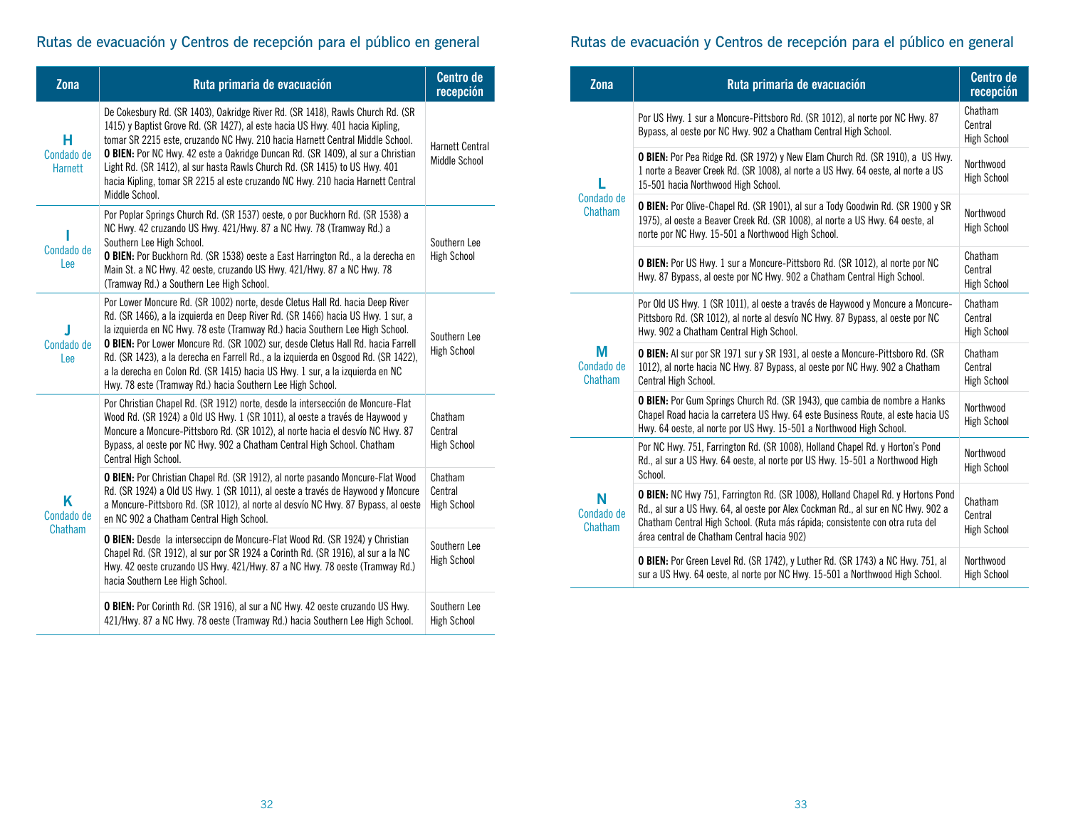## Rutas de evacuación y Centros de recepción para el público en general

| Zona | Ruta primaria de evacuación | Centro de recepción |
|---|---|---|
| **H** Condado de Harnett | De Cokesbury Rd. (SR 1403), Oakridge River Rd. (SR 1418), Rawls Church Rd. (SR 1415) y Baptist Grove Rd. (SR 1427), al este hacia US Hwy. 401 hacia Kipling, tomar SR 2215 este, cruzando NC Hwy. 210 hacia Harnett Central Middle School. **O BIEN:** Por NC Hwy. 42 este a Oakridge Duncan Rd. (SR 1409), al sur a Christian Light Rd. (SR 1412), al sur hasta Rawls Church Rd. (SR 1415) to US Hwy. 401 hacia Kipling, tomar SR 2215 al este cruzando NC Hwy. 210 hacia Harnett Central Middle School. | Harnett Central Middle School |
| **I** Condado de Lee | Por Poplar Springs Church Rd. (SR 1537) oeste, o por Buckhorn Rd. (SR 1538) a NC Hwy. 42 cruzando US Hwy. 421/Hwy. 87 a NC Hwy. 78 (Tramway Rd.) a Southern Lee High School. **O BIEN:** Por Buckhorn Rd. (SR 1538) oeste a East Harrington Rd., a la derecha en Main St. a NC Hwy. 42 oeste, cruzando US Hwy. 421/Hwy. 87 a NC Hwy. 78 (Tramway Rd.) a Southern Lee High School. | Southern Lee High School |
| **J** Condado de Lee | Por Lower Moncure Rd. (SR 1002) norte, desde Cletus Hall Rd. hacia Deep River Rd. (SR 1466), a la izquierda en Deep River Rd. (SR 1466) hacia US Hwy. 1 sur, a la izquierda en NC Hwy. 78 este (Tramway Rd.) hacia Southern Lee High School. **O BIEN:** Por Lower Moncure Rd. (SR 1002) sur, desde Cletus Hall Rd. hacia Farrell Rd. (SR 1423), a la derecha en Farrell Rd., a la izquierda en Osgood Rd. (SR 1422), a la derecha en Colon Rd. (SR 1415) hacia US Hwy. 1 sur, a la izquierda en NC Hwy. 78 este (Tramway Rd.) hacia Southern Lee High School. | Southern Lee High School |
| **K** Condado de Chatham | Por Christian Chapel Rd. (SR 1912) norte, desde la intersección de Moncure-Flat Wood Rd. (SR 1924) a Old US Hwy. 1 (SR 1011), al oeste a través de Haywood y Moncure a Moncure-Pittsboro Rd. (SR 1012), al norte hacia el desvío NC Hwy. 87 Bypass, al oeste por NC Hwy. 902 a Chatham Central High School. Chatham Central High School. | Chatham Central High School |
| | **O BIEN:** Por Christian Chapel Rd. (SR 1912), al norte pasando Moncure-Flat Wood Rd. (SR 1924) a Old US Hwy. 1 (SR 1011), al oeste a través de Haywood y Moncure a Moncure-Pittsboro Rd. (SR 1012), al norte al desvío NC Hwy. 87 Bypass, al oeste en NC 902 a Chatham Central High School. | Chatham Central High School |
| | **O BIEN:** Desde la interseccipn de Moncure-Flat Wood Rd. (SR 1924) y Christian Chapel Rd. (SR 1912), al sur por SR 1924 a Corinth Rd. (SR 1916), al sur a la NC Hwy. 42 oeste cruzando US Hwy. 421/Hwy. 87 a NC Hwy. 78 oeste (Tramway Rd.) hacia Southern Lee High School. | Southern Lee High School |
| | **O BIEN:** Por Corinth Rd. (SR 1916), al sur a NC Hwy. 42 oeste cruzando US Hwy. 421/Hwy. 87 a NC Hwy. 78 oeste (Tramway Rd.) hacia Southern Lee High School. | Southern Lee High School |

## Rutas de evacuación y Centros de recepción para el público en general

| Zona | Ruta primaria de evacuación | Centro de recepción |
|---|---|---|
| **L** Condado de Chatham | Por US Hwy. 1 sur a Moncure-Pittsboro Rd. (SR 1012), al norte por NC Hwy. 87 Bypass, al oeste por NC Hwy. 902 a Chatham Central High School. | Chatham Central High School |
| | **O BIEN:** Por Pea Ridge Rd. (SR 1972) y New Elam Church Rd. (SR 1910), a US Hwy. 1 norte a Beaver Creek Rd. (SR 1008), al norte a US Hwy. 64 oeste, al norte a US 15-501 hacia Northwood High School. | Northwood High School |
| | **O BIEN:** Por Olive-Chapel Rd. (SR 1901), al sur a Tody Goodwin Rd. (SR 1900 y SR 1975), al oeste a Beaver Creek Rd. (SR 1008), al norte a US Hwy. 64 oeste, al norte por NC Hwy. 15-501 a Northwood High School. | Northwood High School |
| | **O BIEN:** Por US Hwy. 1 sur a Moncure-Pittsboro Rd. (SR 1012), al norte por NC Hwy. 87 Bypass, al oeste por NC Hwy. 902 a Chatham Central High School. | Chatham Central High School |
| **M** Condado de Chatham | Por Old US Hwy. 1 (SR 1011), al oeste a través de Haywood y Moncure a Moncure-Pittsboro Rd. (SR 1012), al norte al desvío NC Hwy. 87 Bypass, al oeste por NC Hwy. 902 a Chatham Central High School. | Chatham Central High School |
| | **O BIEN:** Al sur por SR 1971 sur y SR 1931, al oeste a Moncure-Pittsboro Rd. (SR 1012), al norte hacia NC Hwy. 87 Bypass, al oeste por NC Hwy. 902 a Chatham Central High School. | Chatham Central High School |
| | **O BIEN:** Por Gum Springs Church Rd. (SR 1943), que cambia de nombre a Hanks Chapel Road hacia la carretera US Hwy. 64 este Business Route, al este hacia US Hwy. 64 oeste, al norte por US Hwy. 15-501 a Northwood High School. | Northwood High School |
| **N** Condado de Chatham | Por NC Hwy. 751, Farrington Rd. (SR 1008), Holland Chapel Rd. y Horton's Pond Rd., al sur a US Hwy. 64 oeste, al norte por US Hwy. 15-501 a Northwood High School. | Northwood High School |
| | **O BIEN:** NC Hwy 751, Farrington Rd. (SR 1008), Holland Chapel Rd. y Hortons Pond Rd., al sur a US Hwy. 64, al oeste por Alex Cockman Rd., al sur en NC Hwy. 902 a Chatham Central High School. (Ruta más rápida; consistente con otra ruta del área central de Chatham Central hacia 902) | Chatham Central High School |
| | **O BIEN:** Por Green Level Rd. (SR 1742), y Luther Rd. (SR 1743) a NC Hwy. 751, al sur a US Hwy. 64 oeste, al norte por NC Hwy. 15-501 a Northwood High School. | Northwood High School |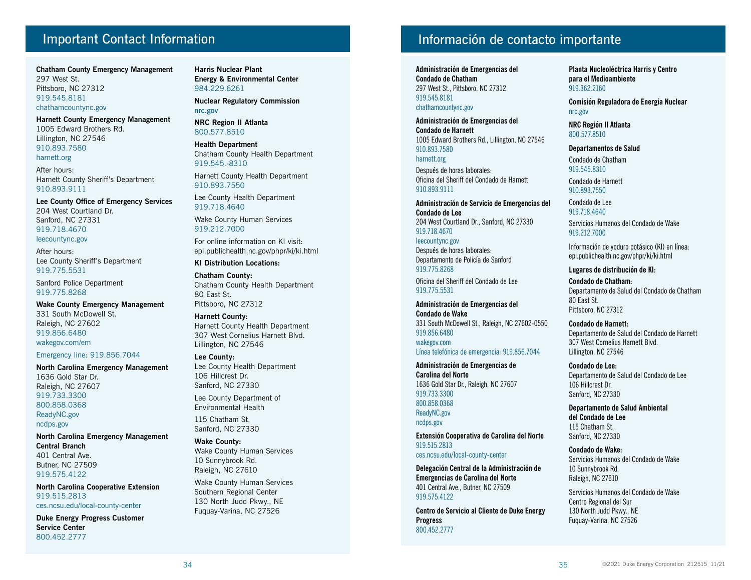## Important Contact Information

**Chatham County Emergency Management**
297 West St.
Pittsboro, NC 27312
919.545.8181
chathamcountync.gov

**Harnett County Emergency Management**
1005 Edward Brothers Rd.
Lillington, NC 27546
910.893.7580
harnett.org

After hours:
Harnett County Sheriff's Department
910.893.9111

**Lee County Office of Emergency Services**
204 West Courtland Dr.
Sanford, NC 27331
919.718.4670
leecountync.gov

After hours:
Lee County Sheriff's Department
919.775.5531

Sanford Police Department
919.775.8268

**Wake County Emergency Management**
331 South McDowell St.
Raleigh, NC 27602
919.856.6480
wakegov.com/em

Emergency line: 919.856.7044

**North Carolina Emergency Management**
1636 Gold Star Dr.
Raleigh, NC 27607
919.733.3300
800.858.0368
ReadyNC.gov
ncdps.gov

**North Carolina Emergency Management Central Branch**
401 Central Ave.
Butner, NC 27509
919.575.4122

**North Carolina Cooperative Extension**
919.515.2813
ces.ncsu.edu/local-county-center

**Duke Energy Progress Customer Service Center**
800.452.2777

**Harris Nuclear Plant Energy & Environmental Center**
984.229.6261

**Nuclear Regulatory Commission**
**nrc.gov**

**NRC Region II Atlanta**
800.577.8510

**Health Department**
Chatham County Health Department
919.545.-8310

Harnett County Health Department
910.893.7550

Lee County Health Department
919.718.4640

Wake County Human Services
919.212.7000

For online information on KI visit:
epi.publichealth.nc.gov/phpr/ki/ki.html

**KI Distribution Locations:**

**Chatham County:**
Chatham County Health Department
80 East St.
Pittsboro, NC 27312

**Harnett County:**
Harnett County Health Department
307 West Cornelius Harnett Blvd.
Lillington, NC 27546

**Lee County:**
Lee County Health Department
106 Hillcrest Dr.
Sanford, NC 27330

Lee County Department of Environmental Health

115 Chatham St.
Sanford, NC 27330

**Wake County:**
Wake County Human Services
10 Sunnybrook Rd.
Raleigh, NC 27610

Wake County Human Services
Southern Regional Center
130 North Judd Pkwy., NE
Fuquay-Varina, NC 27526

## Información de contacto importante

**Administración de Emergencias del Condado de Chatham**
297 West St., Pittsboro, NC 27312
919.545.8181
chathamcountync.gov

**Administración de Emergencias del Condado de Harnett**
1005 Edward Brothers Rd., Lillington, NC 27546
910.893.7580
harnett.org

Después de horas laborales:
Oficina del Sheriff del Condado de Harnett
910.893.9111

**Administración de Servicio de Emergencias del Condado de Lee**
204 West Courtland Dr., Sanford, NC 27330
919.718.4670
leecountync.gov
Después de horas laborales:
Departamento de Policía de Sanford
919.775.8268

Oficina del Sheriff del Condado de Lee
919.775.5531

**Administración de Emergencias del Condado de Wake**
331 South McDowell St., Raleigh, NC 27602-0550
919.856.6480
wakegov.com
Línea telefónica de emergencia: 919.856.7044

**Administración de Emergencias de Carolina del Norte**
1636 Gold Star Dr., Raleigh, NC 27607
919.733.3300
800.858.0368
ReadyNC.gov
ncdps.gov

**Extensión Cooperativa de Carolina del Norte**
919.515.2813
ces.ncsu.edu/local-county-center

**Delegación Central de la Administración de Emergencias de Carolina del Norte**
401 Central Ave., Butner, NC 27509
919.575.4122

**Centro de Servicio al Cliente de Duke Energy Progress**
800.452.2777

**Planta Nucleoeléctrica Harris y Centro para el Medioambiente**
919.362.2160

**Comisión Reguladora de Energía Nuclear**
nrc.gov

**NRC Región II Atlanta**
800.577.8510

**Departamentos de Salud**

Condado de Chatham
919.545.8310

Condado de Harnett
910.893.7550

Condado de Lee
919.718.4640

Servicios Humanos del Condado de Wake
919.212.7000

Información de yoduro potásico (KI) en línea:
epi.publichealth.nc.gov/phpr/ki/ki.html

**Lugares de distribución de KI:**

**Condado de Chatham:**
Departamento de Salud del Condado de Chatham
80 East St.
Pittsboro, NC 27312

**Condado de Harnett:**
Departamento de Salud del Condado de Harnett
307 West Cornelius Harnett Blvd.
Lillington, NC 27546

**Condado de Lee:**
Departamento de Salud del Condado de Lee
106 Hillcrest Dr.
Sanford, NC 27330

**Departamento de Salud Ambiental del Condado de Lee**
115 Chatham St.
Sanford, NC 27330

**Condado de Wake:**
Servicios Humanos del Condado de Wake
10 Sunnybrook Rd.
Raleigh, NC 27610

Servicios Humanos del Condado de Wake
Centro Regional del Sur
130 North Judd Pkwy., NE
Fuquay-Varina, NC 27526

©2021 Duke Energy Corporation 212515 11/21